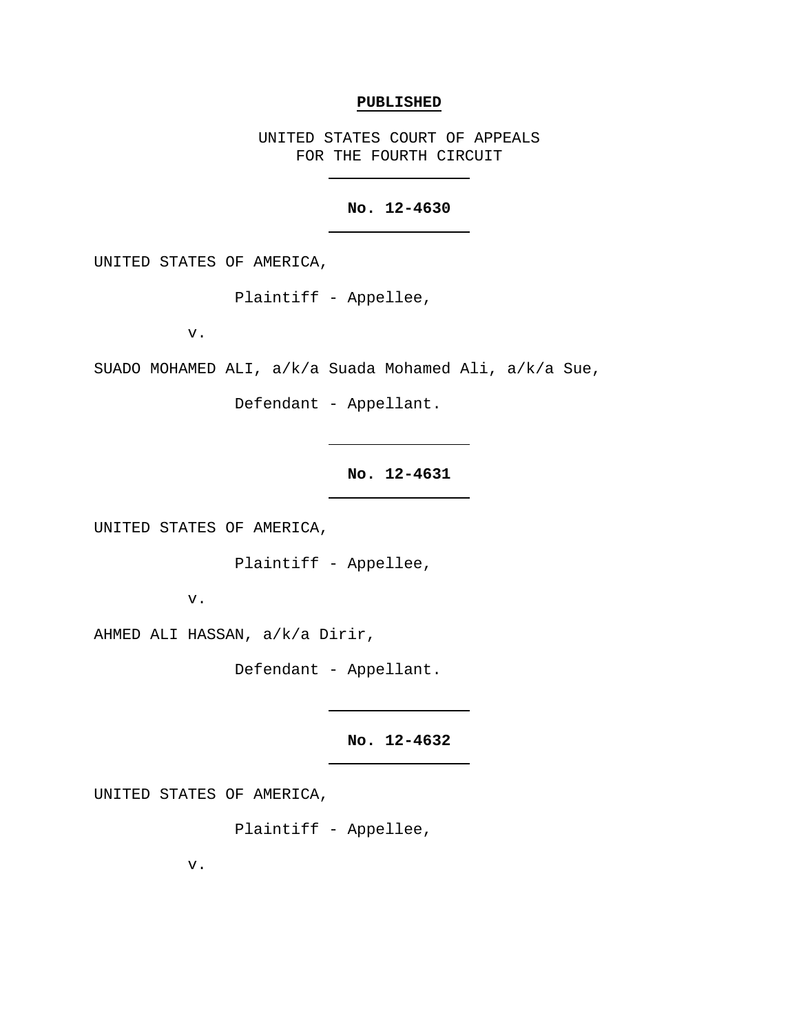**PUBLISHED**

UNITED STATES COURT OF APPEALS
FOR THE FOURTH CIRCUIT

---

**No. 12-4630**

---

UNITED STATES OF AMERICA,

Plaintiff - Appellee,

v.

SUADO MOHAMED ALI, a/k/a Suada Mohamed Ali, a/k/a Sue,

Defendant - Appellant.

---

**No. 12-4631**

---

UNITED STATES OF AMERICA,

Plaintiff - Appellee,

v.

AHMED ALI HASSAN, a/k/a Dirir,

Defendant - Appellant.

---

**No. 12-4632**

---

UNITED STATES OF AMERICA,

Plaintiff - Appellee,

v.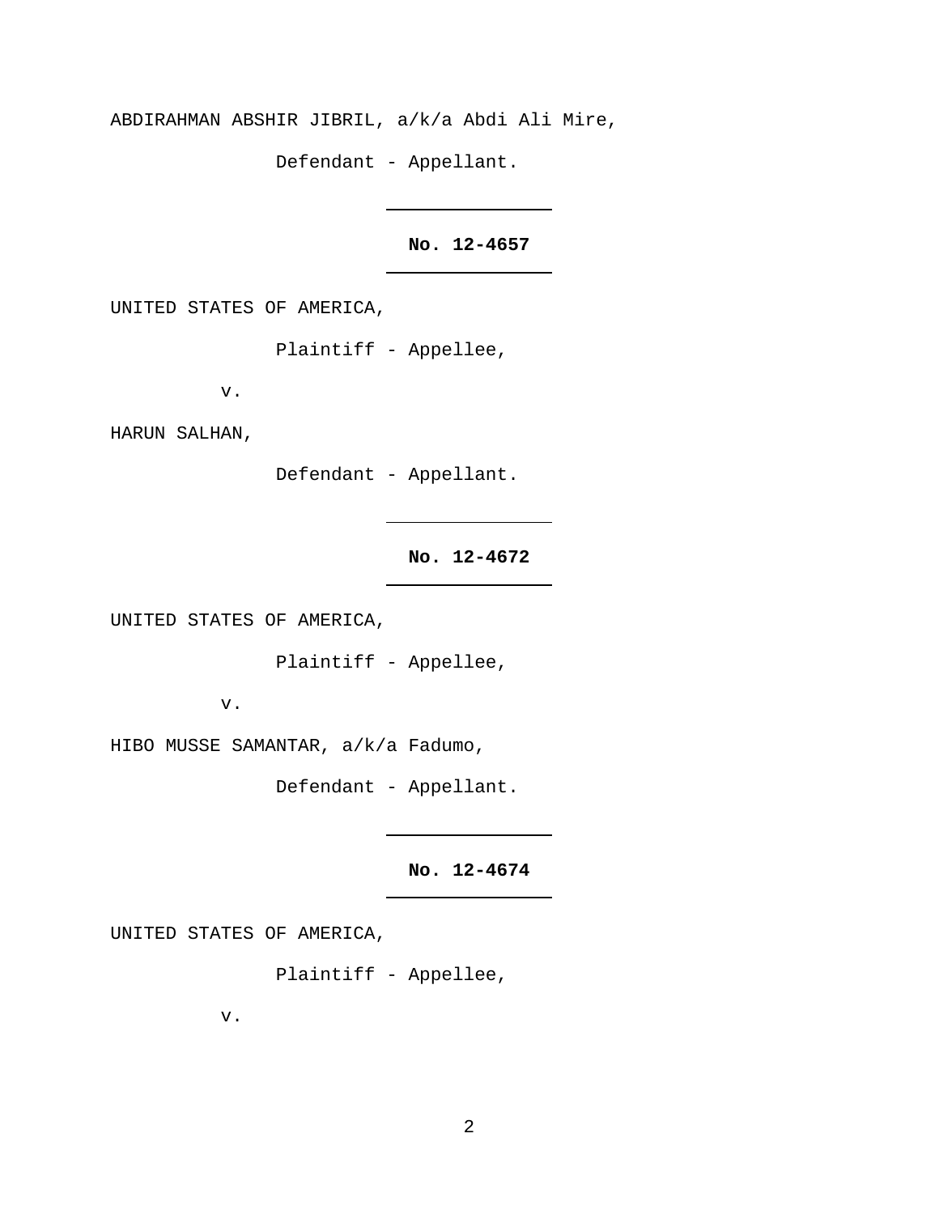ABDIRAHMAN ABSHIR JIBRIL, a/k/a Abdi Ali Mire,

Defendant - Appellant.

---

**No. 12-4657**

---

UNITED STATES OF AMERICA,

Plaintiff - Appellee,

v.

HARUN SALHAN,

Defendant - Appellant.

---

**No. 12-4672**

---

UNITED STATES OF AMERICA,

Plaintiff - Appellee,

v.

HIBO MUSSE SAMANTAR, a/k/a Fadumo,

Defendant - Appellant.

---

**No. 12-4674**

---

UNITED STATES OF AMERICA,

Plaintiff - Appellee,

v.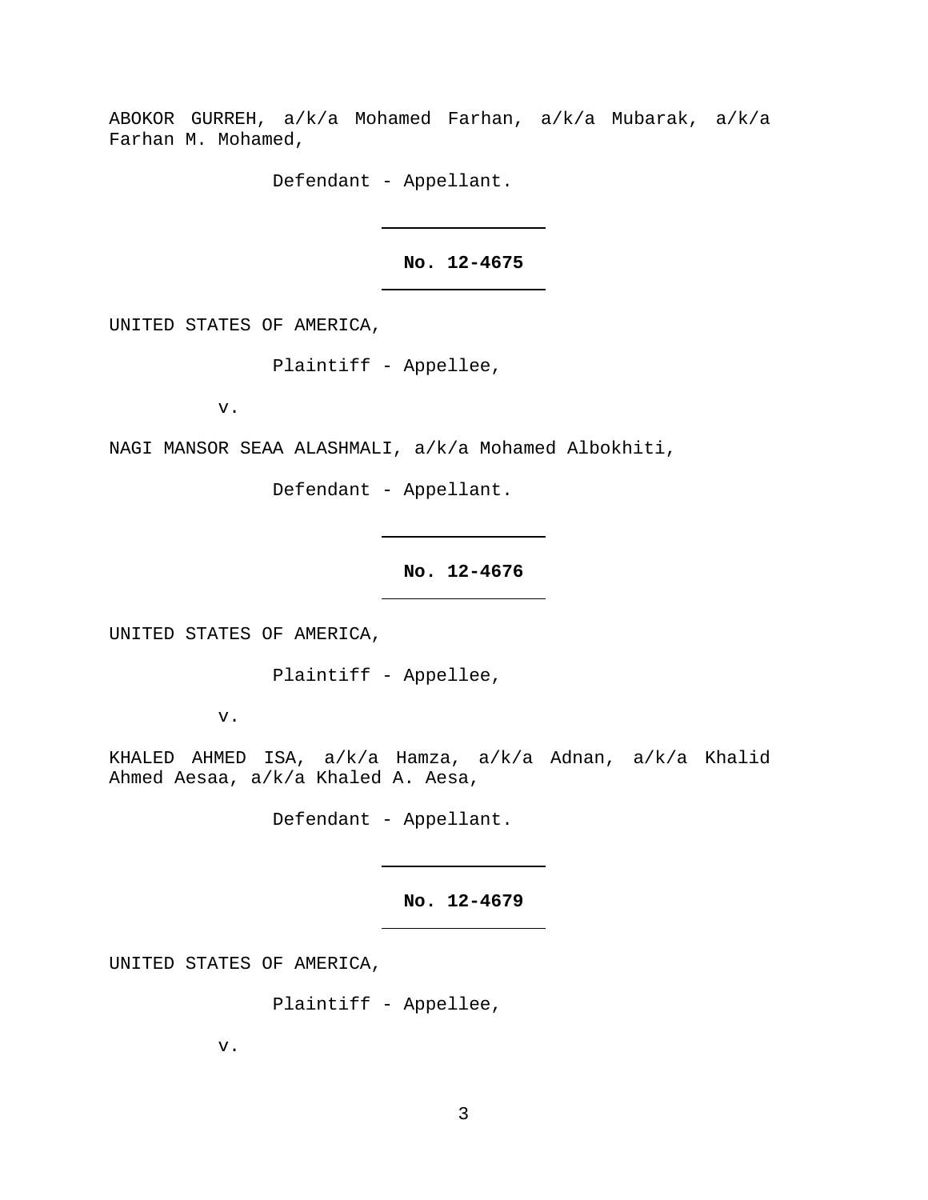ABOKOR GURREH, a/k/a Mohamed Farhan, a/k/a Mubarak, a/k/a Farhan M. Mohamed,

Defendant - Appellant.

---

**No. 12-4675**

---

UNITED STATES OF AMERICA,

Plaintiff - Appellee,

v.

NAGI MANSOR SEAA ALASHMALI, a/k/a Mohamed Albokhiti,

Defendant - Appellant.

---

**No. 12-4676**

---

UNITED STATES OF AMERICA,

Plaintiff - Appellee,

v.

KHALED AHMED ISA, a/k/a Hamza, a/k/a Adnan, a/k/a Khalid Ahmed Aesaa, a/k/a Khaled A. Aesa,

Defendant - Appellant.

---

**No. 12-4679**

---

UNITED STATES OF AMERICA,

Plaintiff - Appellee,

v.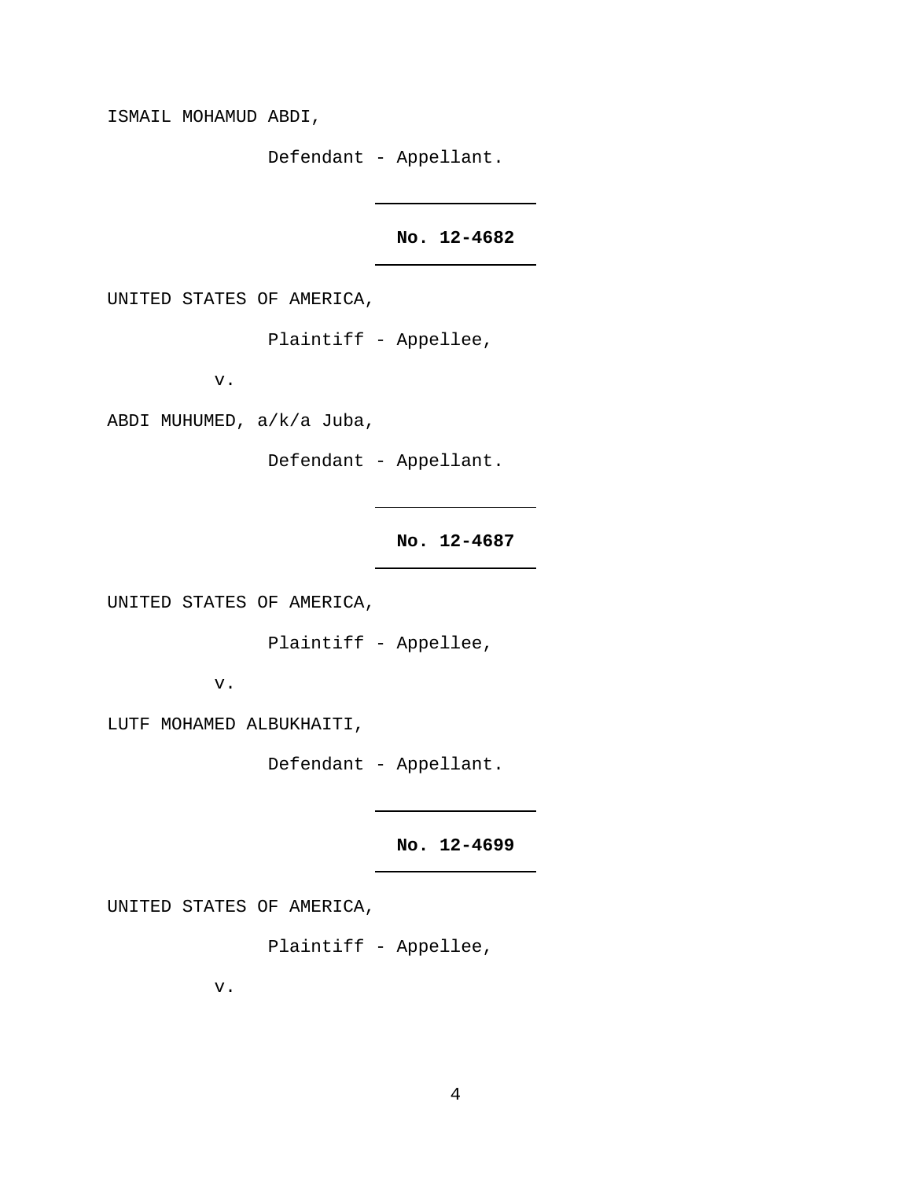ISMAIL MOHAMUD ABDI,

Defendant - Appellant.

---

**No. 12-4682**

---

UNITED STATES OF AMERICA,

Plaintiff - Appellee,

v.

ABDI MUHUMED, a/k/a Juba,

Defendant - Appellant.

---

**No. 12-4687**

---

UNITED STATES OF AMERICA,

Plaintiff - Appellee,

v.

LUTF MOHAMED ALBUKHAITI,

Defendant - Appellant.

---

**No. 12-4699**

---

UNITED STATES OF AMERICA,

Plaintiff - Appellee,

v.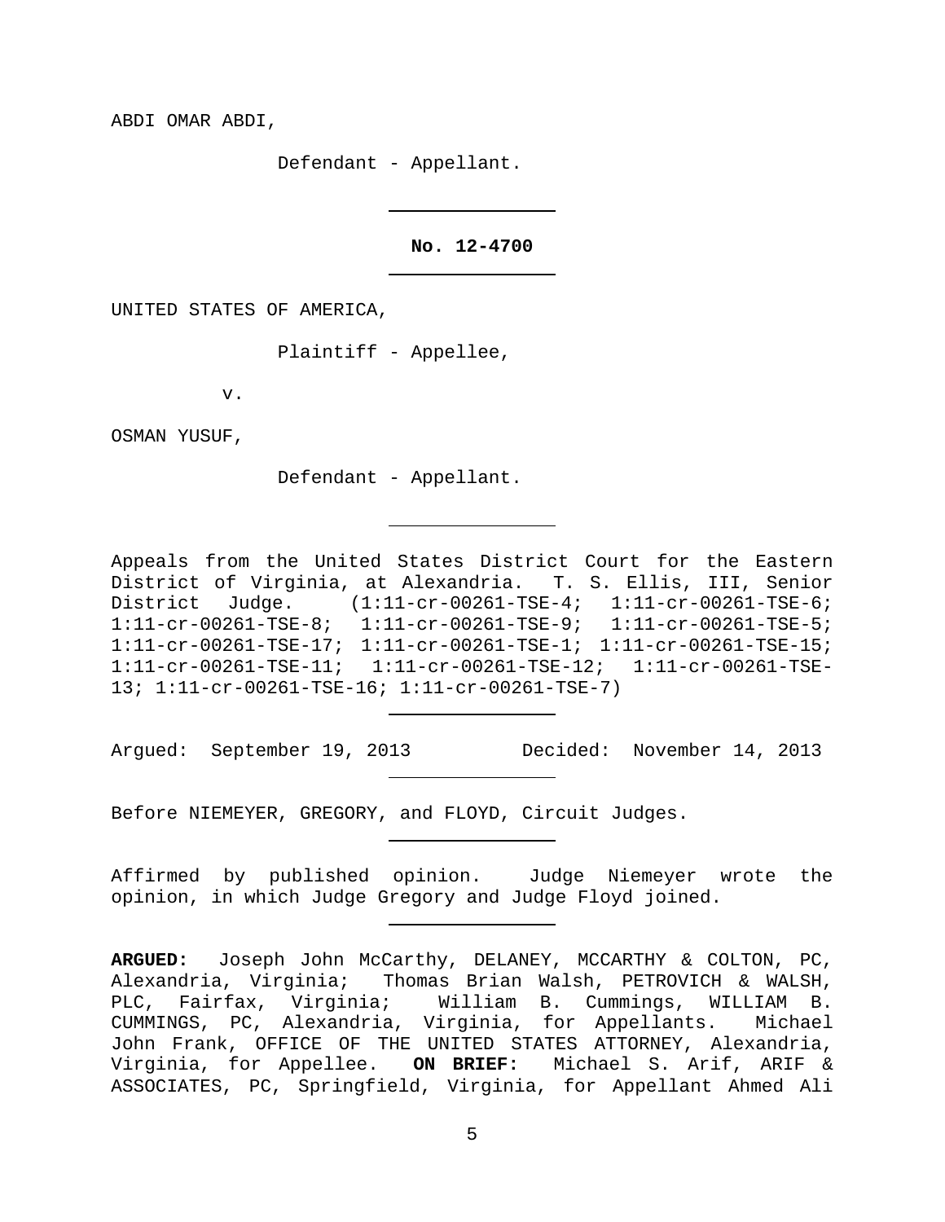ABDI OMAR ABDI,

Defendant - Appellant.

---

**No. 12-4700**

---

UNITED STATES OF AMERICA,

Plaintiff - Appellee,

v.

OSMAN YUSUF,

Defendant - Appellant.

---

Appeals from the United States District Court for the Eastern District of Virginia, at Alexandria. T. S. Ellis, III, Senior District Judge. (1:11-cr-00261-TSE-4; 1:11-cr-00261-TSE-6; 1:11-cr-00261-TSE-8; 1:11-cr-00261-TSE-9; 1:11-cr-00261-TSE-5; 1:11-cr-00261-TSE-17; 1:11-cr-00261-TSE-1; 1:11-cr-00261-TSE-15; 1:11-cr-00261-TSE-11; 1:11-cr-00261-TSE-12; 1:11-cr-00261-TSE-13; 1:11-cr-00261-TSE-16; 1:11-cr-00261-TSE-7)

---

Argued: September 19, 2013 Decided: November 14, 2013

---

Before NIEMEYER, GREGORY, and FLOYD, Circuit Judges.

---

Affirmed by published opinion. Judge Niemeyer wrote the opinion, in which Judge Gregory and Judge Floyd joined.

---

**ARGUED:** Joseph John McCarthy, DELANEY, MCCARTHY & COLTON, PC, Alexandria, Virginia; Thomas Brian Walsh, PETROVICH & WALSH, PLC, Fairfax, Virginia; William B. Cummings, WILLIAM B. CUMMINGS, PC, Alexandria, Virginia, for Appellants. Michael John Frank, OFFICE OF THE UNITED STATES ATTORNEY, Alexandria, Virginia, for Appellee. **ON BRIEF:** Michael S. Arif, ARIF & ASSOCIATES, PC, Springfield, Virginia, for Appellant Ahmed Ali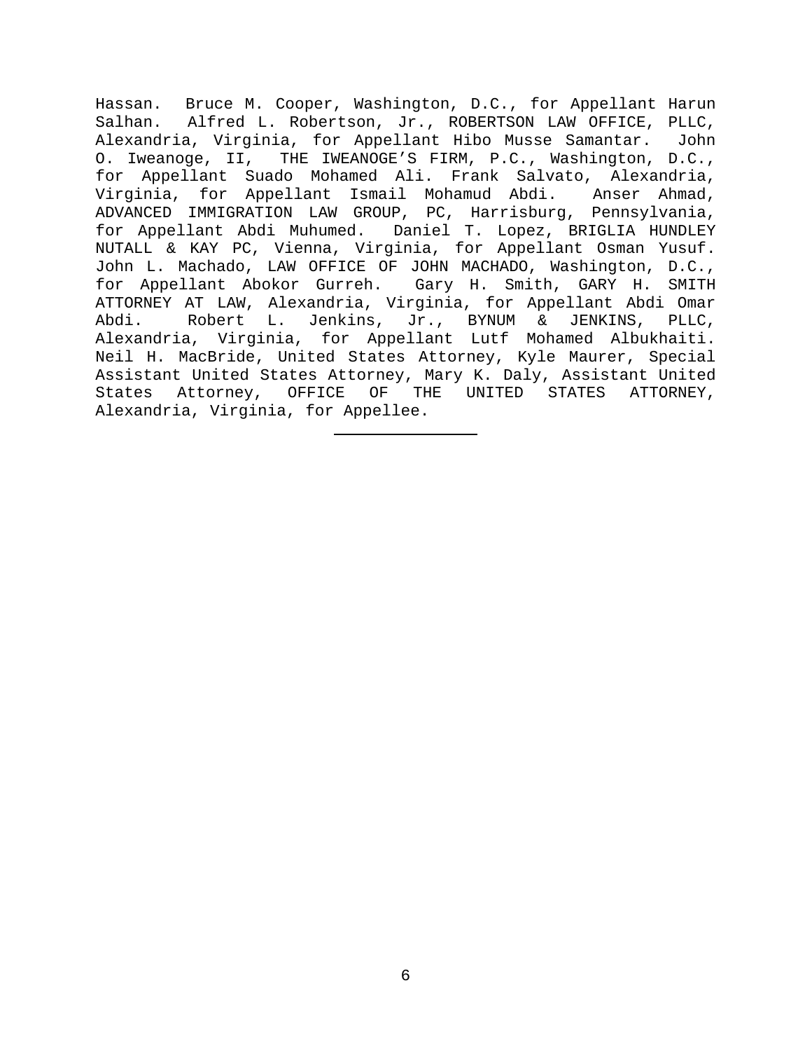Hassan. Bruce M. Cooper, Washington, D.C., for Appellant Harun Salhan. Alfred L. Robertson, Jr., ROBERTSON LAW OFFICE, PLLC, Alexandria, Virginia, for Appellant Hibo Musse Samantar. John O. Iweanoge, II, THE IWEANOGE'S FIRM, P.C., Washington, D.C., for Appellant Suado Mohamed Ali. Frank Salvato, Alexandria, Virginia, for Appellant Ismail Mohamud Abdi. Anser Ahmad, ADVANCED IMMIGRATION LAW GROUP, PC, Harrisburg, Pennsylvania, for Appellant Abdi Muhumed. Daniel T. Lopez, BRIGLIA HUNDLEY NUTALL & KAY PC, Vienna, Virginia, for Appellant Osman Yusuf. John L. Machado, LAW OFFICE OF JOHN MACHADO, Washington, D.C., for Appellant Abokor Gurreh. Gary H. Smith, GARY H. SMITH ATTORNEY AT LAW, Alexandria, Virginia, for Appellant Abdi Omar Abdi. Robert L. Jenkins, Jr., BYNUM & JENKINS, PLLC, Alexandria, Virginia, for Appellant Lutf Mohamed Albukhaiti. Neil H. MacBride, United States Attorney, Kyle Maurer, Special Assistant United States Attorney, Mary K. Daly, Assistant United States Attorney, OFFICE OF THE UNITED STATES ATTORNEY, Alexandria, Virginia, for Appellee.

---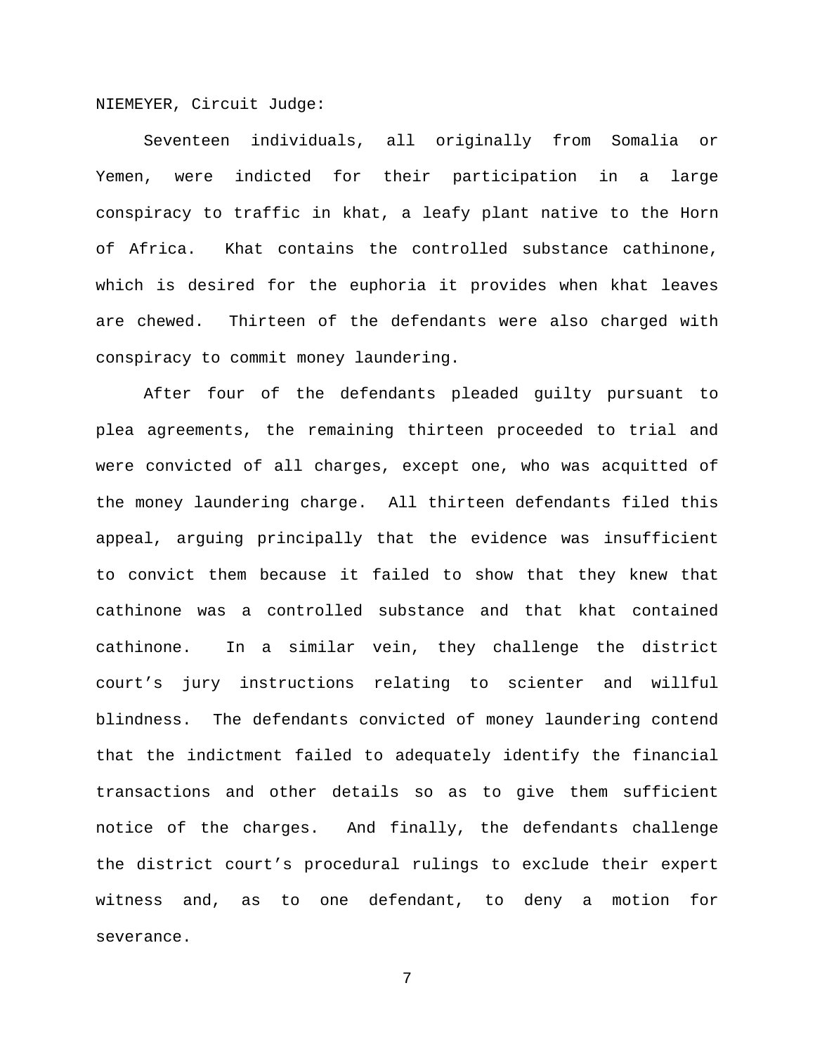NIEMEYER, Circuit Judge:

Seventeen individuals, all originally from Somalia or Yemen, were indicted for their participation in a large conspiracy to traffic in khat, a leafy plant native to the Horn of Africa. Khat contains the controlled substance cathinone, which is desired for the euphoria it provides when khat leaves are chewed. Thirteen of the defendants were also charged with conspiracy to commit money laundering.

After four of the defendants pleaded guilty pursuant to plea agreements, the remaining thirteen proceeded to trial and were convicted of all charges, except one, who was acquitted of the money laundering charge. All thirteen defendants filed this appeal, arguing principally that the evidence was insufficient to convict them because it failed to show that they knew that cathinone was a controlled substance and that khat contained cathinone. In a similar vein, they challenge the district court's jury instructions relating to scienter and willful blindness. The defendants convicted of money laundering contend that the indictment failed to adequately identify the financial transactions and other details so as to give them sufficient notice of the charges. And finally, the defendants challenge the district court's procedural rulings to exclude their expert witness and, as to one defendant, to deny a motion for severance.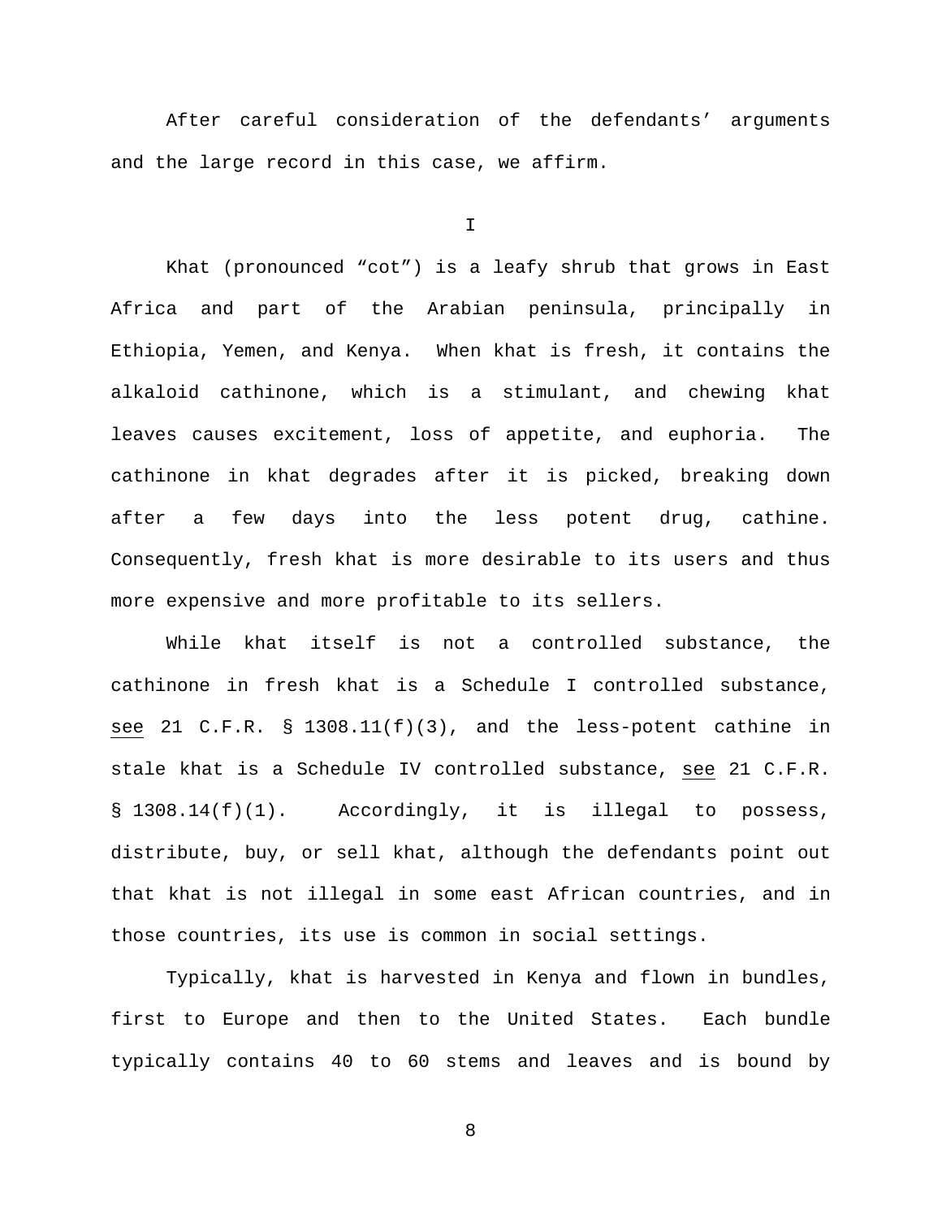After careful consideration of the defendants' arguments and the large record in this case, we affirm.

# I

Khat (pronounced "cot") is a leafy shrub that grows in East Africa and part of the Arabian peninsula, principally in Ethiopia, Yemen, and Kenya. When khat is fresh, it contains the alkaloid cathinone, which is a stimulant, and chewing khat leaves causes excitement, loss of appetite, and euphoria. The cathinone in khat degrades after it is picked, breaking down after a few days into the less potent drug, cathine. Consequently, fresh khat is more desirable to its users and thus more expensive and more profitable to its sellers.

While khat itself is not a controlled substance, the cathinone in fresh khat is a Schedule I controlled substance, see 21 C.F.R. § 1308.11(f)(3), and the less-potent cathine in stale khat is a Schedule IV controlled substance, see 21 C.F.R. § 1308.14(f)(1). Accordingly, it is illegal to possess, distribute, buy, or sell khat, although the defendants point out that khat is not illegal in some east African countries, and in those countries, its use is common in social settings.

Typically, khat is harvested in Kenya and flown in bundles, first to Europe and then to the United States. Each bundle typically contains 40 to 60 stems and leaves and is bound by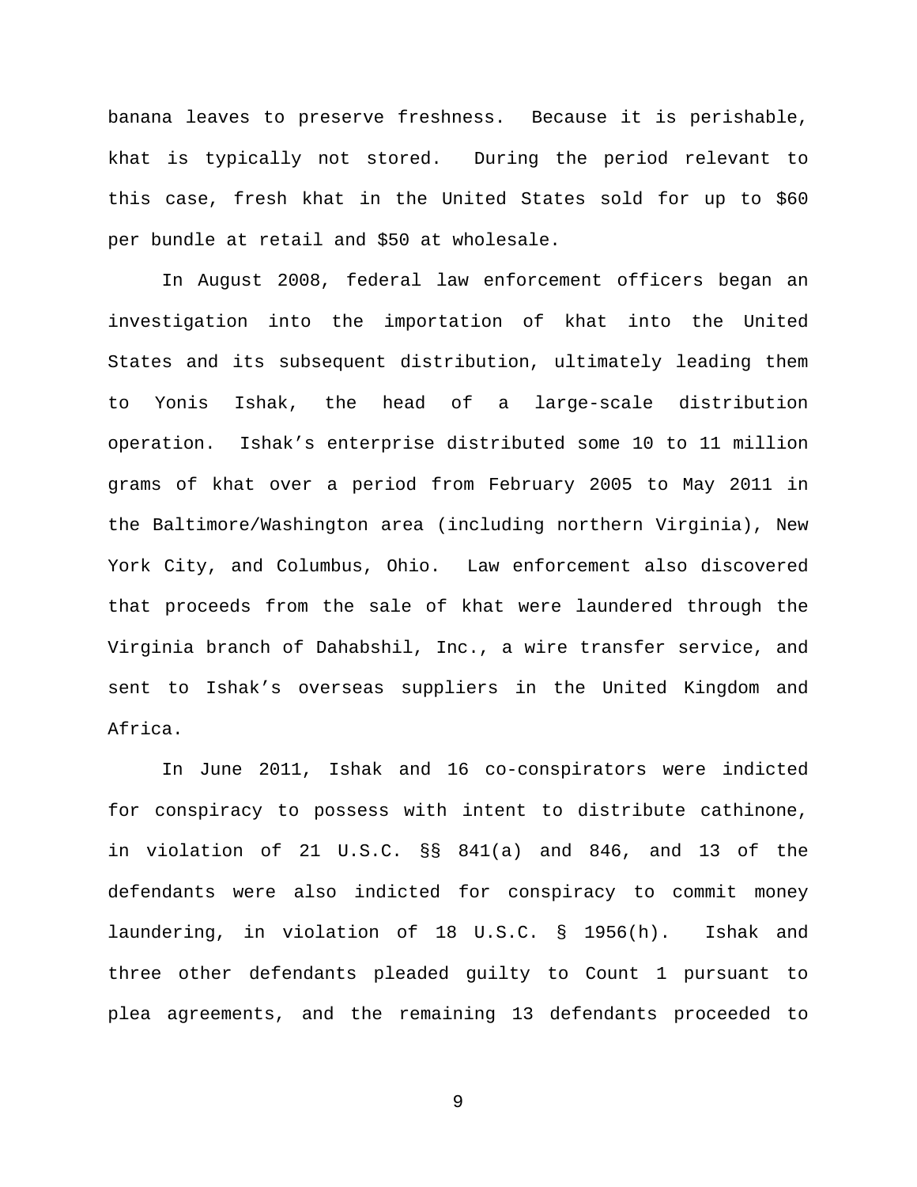banana leaves to preserve freshness. Because it is perishable, khat is typically not stored. During the period relevant to this case, fresh khat in the United States sold for up to $60 per bundle at retail and $50 at wholesale.

In August 2008, federal law enforcement officers began an investigation into the importation of khat into the United States and its subsequent distribution, ultimately leading them to Yonis Ishak, the head of a large-scale distribution operation. Ishak's enterprise distributed some 10 to 11 million grams of khat over a period from February 2005 to May 2011 in the Baltimore/Washington area (including northern Virginia), New York City, and Columbus, Ohio. Law enforcement also discovered that proceeds from the sale of khat were laundered through the Virginia branch of Dahabshil, Inc., a wire transfer service, and sent to Ishak's overseas suppliers in the United Kingdom and Africa.

In June 2011, Ishak and 16 co-conspirators were indicted for conspiracy to possess with intent to distribute cathinone, in violation of 21 U.S.C. §§ 841(a) and 846, and 13 of the defendants were also indicted for conspiracy to commit money laundering, in violation of 18 U.S.C. § 1956(h). Ishak and three other defendants pleaded guilty to Count 1 pursuant to plea agreements, and the remaining 13 defendants proceeded to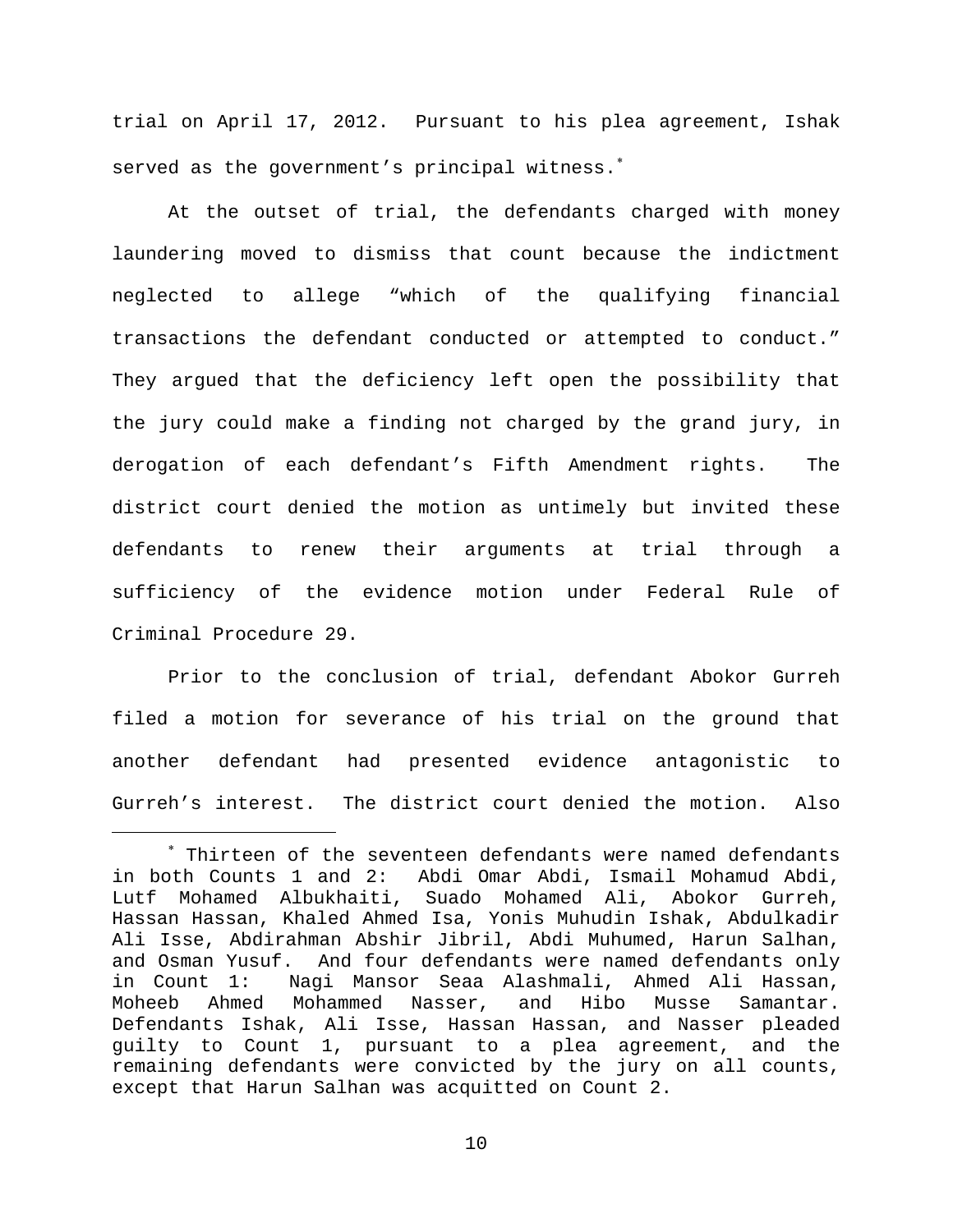trial on April 17, 2012. Pursuant to his plea agreement, Ishak served as the government's principal witness.*

At the outset of trial, the defendants charged with money laundering moved to dismiss that count because the indictment neglected to allege "which of the qualifying financial transactions the defendant conducted or attempted to conduct." They argued that the deficiency left open the possibility that the jury could make a finding not charged by the grand jury, in derogation of each defendant's Fifth Amendment rights. The district court denied the motion as untimely but invited these defendants to renew their arguments at trial through a sufficiency of the evidence motion under Federal Rule of Criminal Procedure 29.

Prior to the conclusion of trial, defendant Abokor Gurreh filed a motion for severance of his trial on the ground that another defendant had presented evidence antagonistic to Gurreh's interest. The district court denied the motion. Also

---

* Thirteen of the seventeen defendants were named defendants in both Counts 1 and 2: Abdi Omar Abdi, Ismail Mohamud Abdi, Lutf Mohamed Albukhaiti, Suado Mohamed Ali, Abokor Gurreh, Hassan Hassan, Khaled Ahmed Isa, Yonis Muhudin Ishak, Abdulkadir Ali Isse, Abdirahman Abshir Jibril, Abdi Muhumed, Harun Salhan, and Osman Yusuf. And four defendants were named defendants only in Count 1: Nagi Mansor Seaa Alashmali, Ahmed Ali Hassan, Moheeb Ahmed Mohammed Nasser, and Hibo Musse Samantar. Defendants Ishak, Ali Isse, Hassan Hassan, and Nasser pleaded guilty to Count 1, pursuant to a plea agreement, and the remaining defendants were convicted by the jury on all counts, except that Harun Salhan was acquitted on Count 2.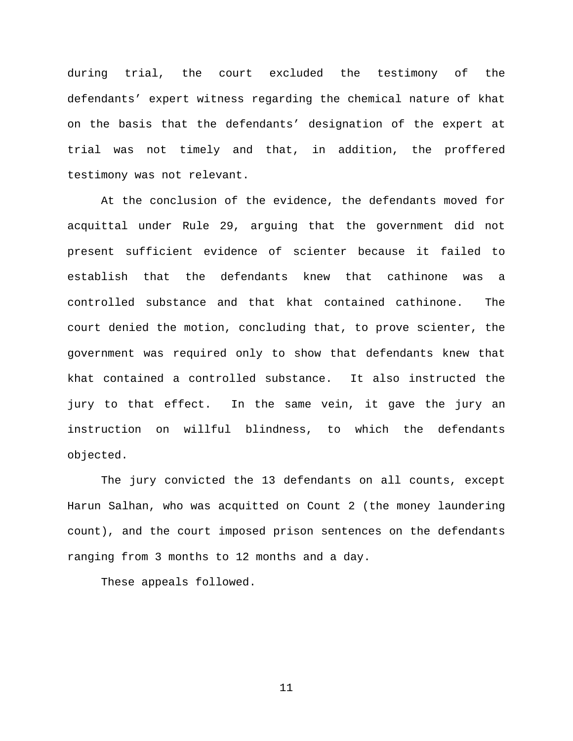during trial, the court excluded the testimony of the defendants' expert witness regarding the chemical nature of khat on the basis that the defendants' designation of the expert at trial was not timely and that, in addition, the proffered testimony was not relevant.

At the conclusion of the evidence, the defendants moved for acquittal under Rule 29, arguing that the government did not present sufficient evidence of scienter because it failed to establish that the defendants knew that cathinone was a controlled substance and that khat contained cathinone. The court denied the motion, concluding that, to prove scienter, the government was required only to show that defendants knew that khat contained a controlled substance. It also instructed the jury to that effect. In the same vein, it gave the jury an instruction on willful blindness, to which the defendants objected.

The jury convicted the 13 defendants on all counts, except Harun Salhan, who was acquitted on Count 2 (the money laundering count), and the court imposed prison sentences on the defendants ranging from 3 months to 12 months and a day.

These appeals followed.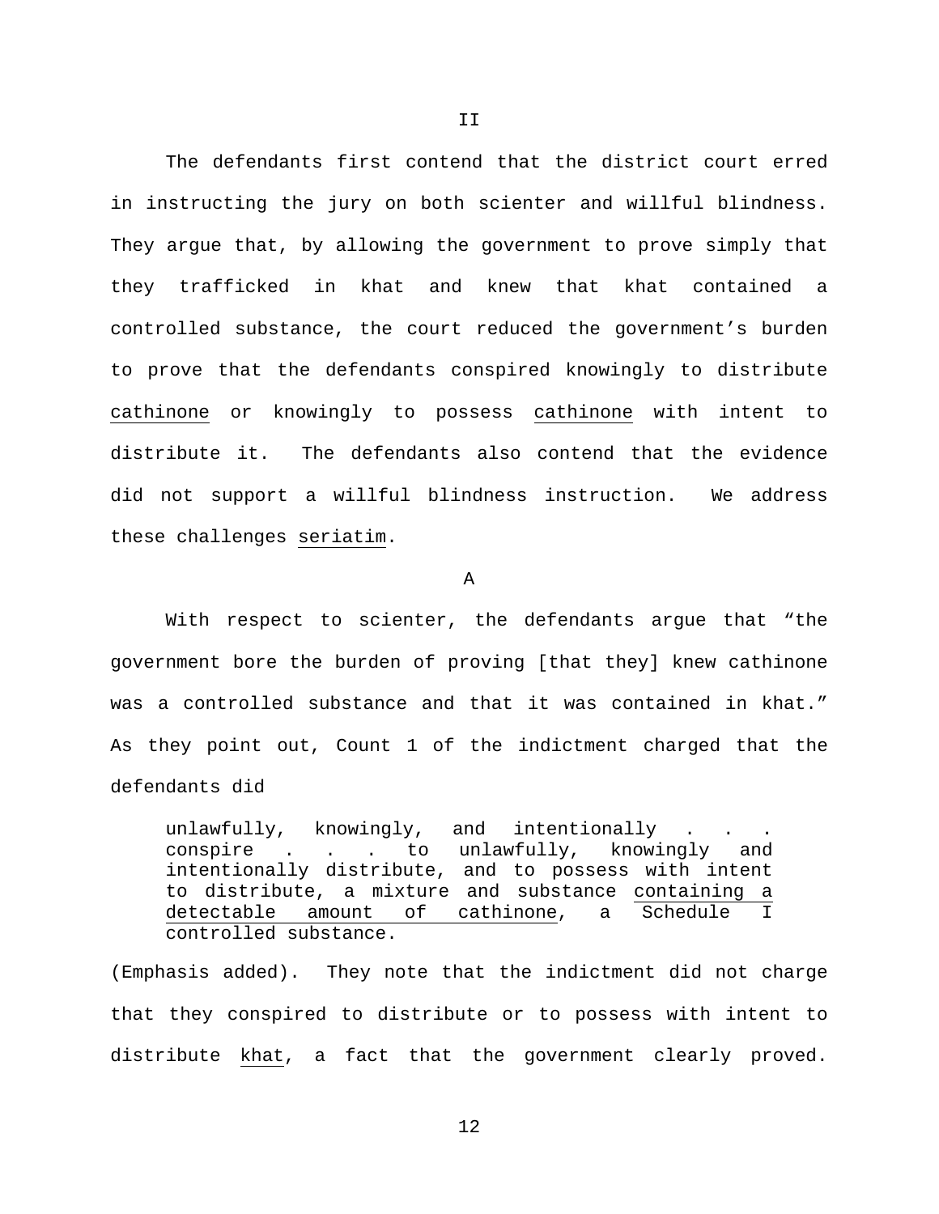## II

The defendants first contend that the district court erred in instructing the jury on both scienter and willful blindness. They argue that, by allowing the government to prove simply that they trafficked in khat and knew that khat contained a controlled substance, the court reduced the government's burden to prove that the defendants conspired knowingly to distribute _cathinone_ or knowingly to possess _cathinone_ with intent to distribute it. The defendants also contend that the evidence did not support a willful blindness instruction. We address these challenges _seriatim_.

### A

With respect to scienter, the defendants argue that "the government bore the burden of proving [that they] knew cathinone was a controlled substance and that it was contained in khat." As they point out, Count 1 of the indictment charged that the defendants did

> unlawfully, knowingly, and intentionally . . . conspire . . . to unlawfully, knowingly and intentionally distribute, and to possess with intent to distribute, a mixture and substance _containing a detectable amount of cathinone_, a Schedule I controlled substance.

(Emphasis added). They note that the indictment did not charge that they conspired to distribute or to possess with intent to distribute _khat_, a fact that the government clearly proved.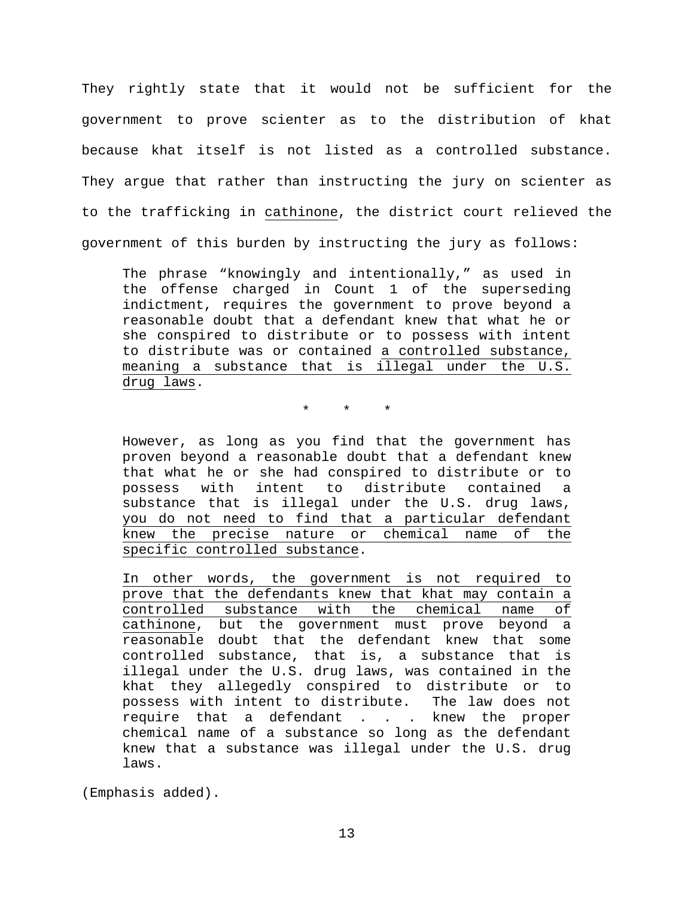They rightly state that it would not be sufficient for the government to prove scienter as to the distribution of khat because khat itself is not listed as a controlled substance. They argue that rather than instructing the jury on scienter as to the trafficking in <u>cathinone</u>, the district court relieved the government of this burden by instructing the jury as follows:

> The phrase "knowingly and intentionally," as used in the offense charged in Count 1 of the superseding indictment, requires the government to prove beyond a reasonable doubt that a defendant knew that what he or she conspired to distribute or to possess with intent to distribute was or contained <u>a controlled substance, meaning a substance that is illegal under the U.S. drug laws</u>.
>
> \* \* \*
>
> However, as long as you find that the government has proven beyond a reasonable doubt that a defendant knew that what he or she had conspired to distribute or to possess with intent to distribute contained a substance that is illegal under the U.S. drug laws, <u>you do not need to find that a particular defendant knew the precise nature or chemical name of the specific controlled substance</u>.
>
> <u>In other words, the government is not required to prove that the defendants knew that khat may contain a controlled substance with the chemical name of cathinone</u>, but the government must prove beyond a reasonable doubt that the defendant knew that some controlled substance, that is, a substance that is illegal under the U.S. drug laws, was contained in the khat they allegedly conspired to distribute or to possess with intent to distribute. The law does not require that a defendant . . . knew the proper chemical name of a substance so long as the defendant knew that a substance was illegal under the U.S. drug laws.

(Emphasis added).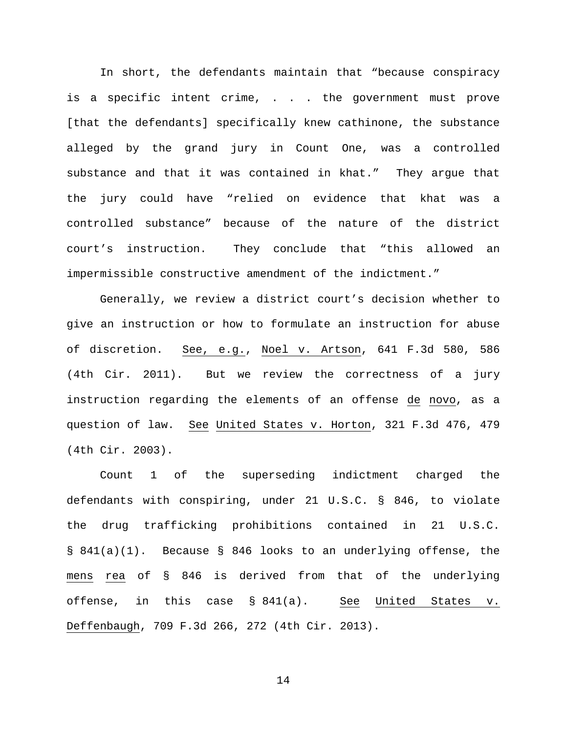In short, the defendants maintain that "because conspiracy is a specific intent crime, . . . the government must prove [that the defendants] specifically knew cathinone, the substance alleged by the grand jury in Count One, was a controlled substance and that it was contained in khat." They argue that the jury could have "relied on evidence that khat was a controlled substance" because of the nature of the district court's instruction. They conclude that "this allowed an impermissible constructive amendment of the indictment."

Generally, we review a district court's decision whether to give an instruction or how to formulate an instruction for abuse of discretion. See, e.g., Noel v. Artson, 641 F.3d 580, 586 (4th Cir. 2011). But we review the correctness of a jury instruction regarding the elements of an offense de novo, as a question of law. See United States v. Horton, 321 F.3d 476, 479 (4th Cir. 2003).

Count 1 of the superseding indictment charged the defendants with conspiring, under 21 U.S.C. § 846, to violate the drug trafficking prohibitions contained in 21 U.S.C. § 841(a)(1). Because § 846 looks to an underlying offense, the mens rea of § 846 is derived from that of the underlying offense, in this case § 841(a). See United States v. Deffenbaugh, 709 F.3d 266, 272 (4th Cir. 2013).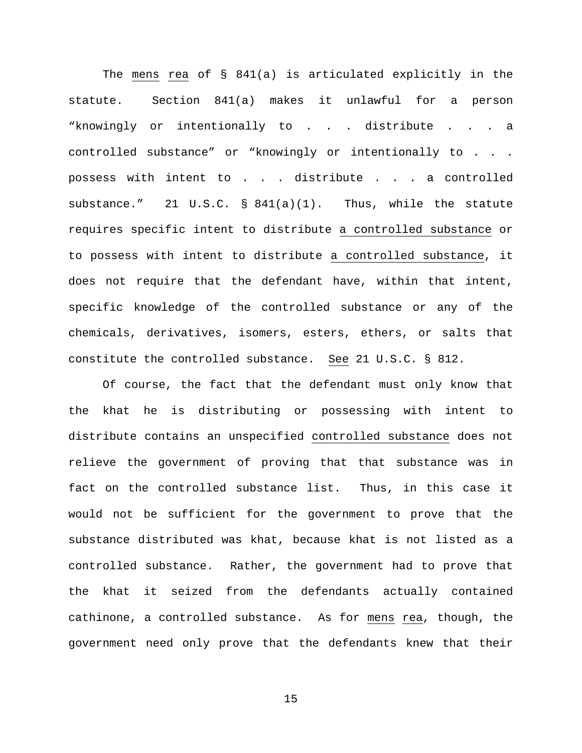The *mens rea* of § 841(a) is articulated explicitly in the statute. Section 841(a) makes it unlawful for a person "knowingly or intentionally to . . . distribute . . . a controlled substance" or "knowingly or intentionally to . . . possess with intent to . . . distribute . . . a controlled substance." 21 U.S.C. § 841(a)(1). Thus, while the statute requires specific intent to distribute a controlled substance or to possess with intent to distribute a controlled substance, it does not require that the defendant have, within that intent, specific knowledge of the controlled substance or any of the chemicals, derivatives, isomers, esters, ethers, or salts that constitute the controlled substance. *See* 21 U.S.C. § 812.

Of course, the fact that the defendant must only know that the khat he is distributing or possessing with intent to distribute contains an unspecified controlled substance does not relieve the government of proving that that substance was in fact on the controlled substance list. Thus, in this case it would not be sufficient for the government to prove that the substance distributed was khat, because khat is not listed as a controlled substance. Rather, the government had to prove that the khat it seized from the defendants actually contained cathinone, a controlled substance. As for *mens rea*, though, the government need only prove that the defendants knew that their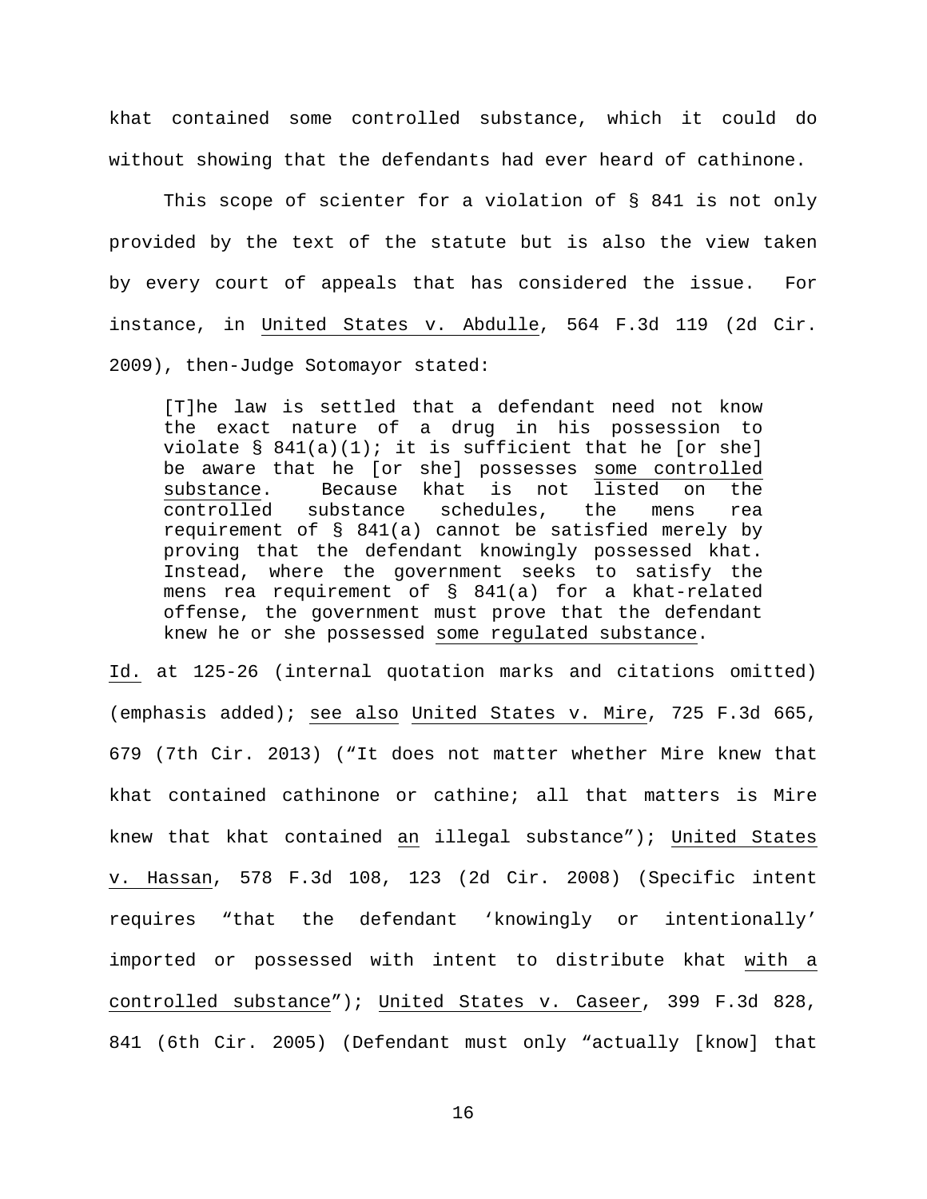khat contained some controlled substance, which it could do without showing that the defendants had ever heard of cathinone.

This scope of scienter for a violation of § 841 is not only provided by the text of the statute but is also the view taken by every court of appeals that has considered the issue. For instance, in United States v. Abdulle, 564 F.3d 119 (2d Cir. 2009), then-Judge Sotomayor stated:

> [T]he law is settled that a defendant need not know the exact nature of a drug in his possession to violate § 841(a)(1); it is sufficient that he [or she] be aware that he [or she] possesses some controlled substance. Because khat is not listed on the controlled substance schedules, the mens rea requirement of § 841(a) cannot be satisfied merely by proving that the defendant knowingly possessed khat. Instead, where the government seeks to satisfy the mens rea requirement of § 841(a) for a khat-related offense, the government must prove that the defendant knew he or she possessed some regulated substance.

Id. at 125-26 (internal quotation marks and citations omitted) (emphasis added); see also United States v. Mire, 725 F.3d 665, 679 (7th Cir. 2013) ("It does not matter whether Mire knew that khat contained cathinone or cathine; all that matters is Mire knew that khat contained an illegal substance"); United States v. Hassan, 578 F.3d 108, 123 (2d Cir. 2008) (Specific intent requires "that the defendant 'knowingly or intentionally' imported or possessed with intent to distribute khat with a controlled substance"); United States v. Caseer, 399 F.3d 828, 841 (6th Cir. 2005) (Defendant must only "actually [know] that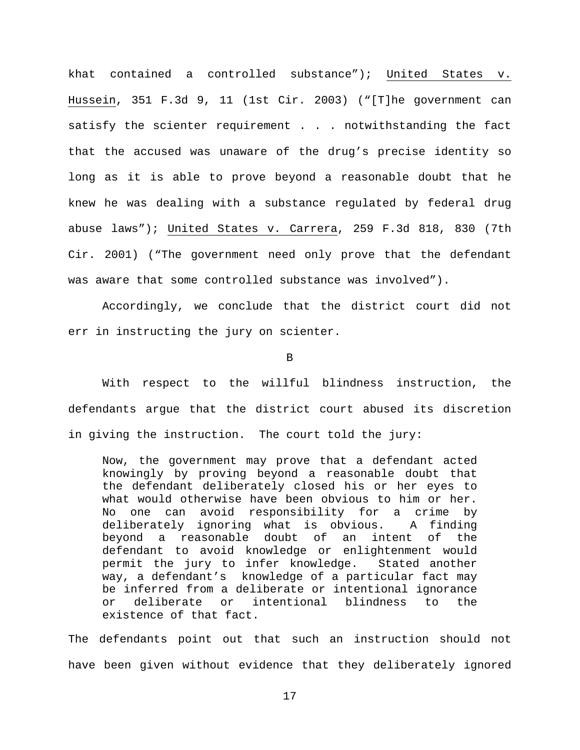khat contained a controlled substance"); United States v. Hussein, 351 F.3d 9, 11 (1st Cir. 2003) ("[T]he government can satisfy the scienter requirement . . . notwithstanding the fact that the accused was unaware of the drug's precise identity so long as it is able to prove beyond a reasonable doubt that he knew he was dealing with a substance regulated by federal drug abuse laws"); United States v. Carrera, 259 F.3d 818, 830 (7th Cir. 2001) ("The government need only prove that the defendant was aware that some controlled substance was involved").

Accordingly, we conclude that the district court did not err in instructing the jury on scienter.

B

With respect to the willful blindness instruction, the defendants argue that the district court abused its discretion in giving the instruction. The court told the jury:

> Now, the government may prove that a defendant acted knowingly by proving beyond a reasonable doubt that the defendant deliberately closed his or her eyes to what would otherwise have been obvious to him or her. No one can avoid responsibility for a crime by deliberately ignoring what is obvious. A finding beyond a reasonable doubt of an intent of the defendant to avoid knowledge or enlightenment would permit the jury to infer knowledge. Stated another way, a defendant's knowledge of a particular fact may be inferred from a deliberate or intentional ignorance or deliberate or intentional blindness to the existence of that fact.

The defendants point out that such an instruction should not have been given without evidence that they deliberately ignored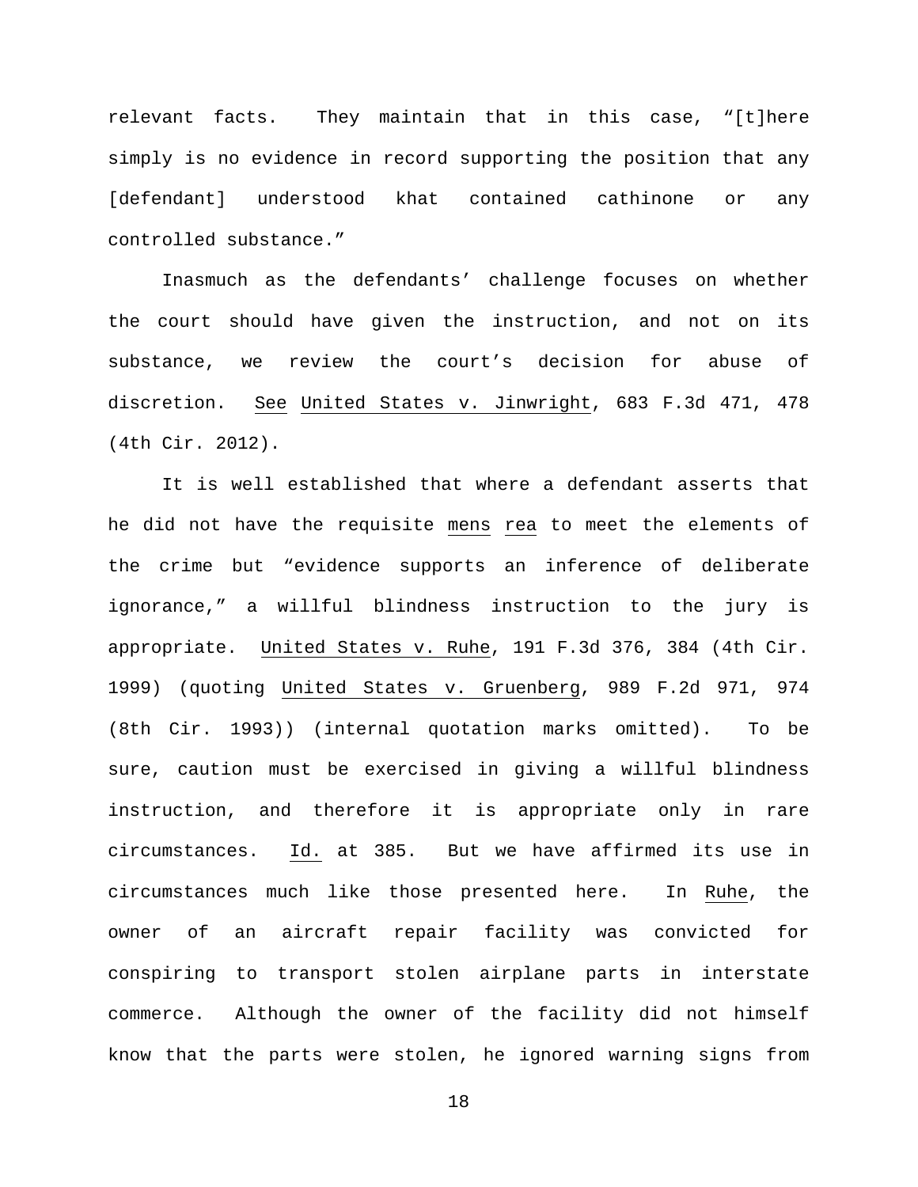relevant facts. They maintain that in this case, "[t]here simply is no evidence in record supporting the position that any [defendant] understood khat contained cathinone or any controlled substance."

Inasmuch as the defendants' challenge focuses on whether the court should have given the instruction, and not on its substance, we review the court's decision for abuse of discretion. See United States v. Jinwright, 683 F.3d 471, 478 (4th Cir. 2012).

It is well established that where a defendant asserts that he did not have the requisite mens rea to meet the elements of the crime but "evidence supports an inference of deliberate ignorance," a willful blindness instruction to the jury is appropriate. United States v. Ruhe, 191 F.3d 376, 384 (4th Cir. 1999) (quoting United States v. Gruenberg, 989 F.2d 971, 974 (8th Cir. 1993)) (internal quotation marks omitted). To be sure, caution must be exercised in giving a willful blindness instruction, and therefore it is appropriate only in rare circumstances. Id. at 385. But we have affirmed its use in circumstances much like those presented here. In Ruhe, the owner of an aircraft repair facility was convicted for conspiring to transport stolen airplane parts in interstate commerce. Although the owner of the facility did not himself know that the parts were stolen, he ignored warning signs from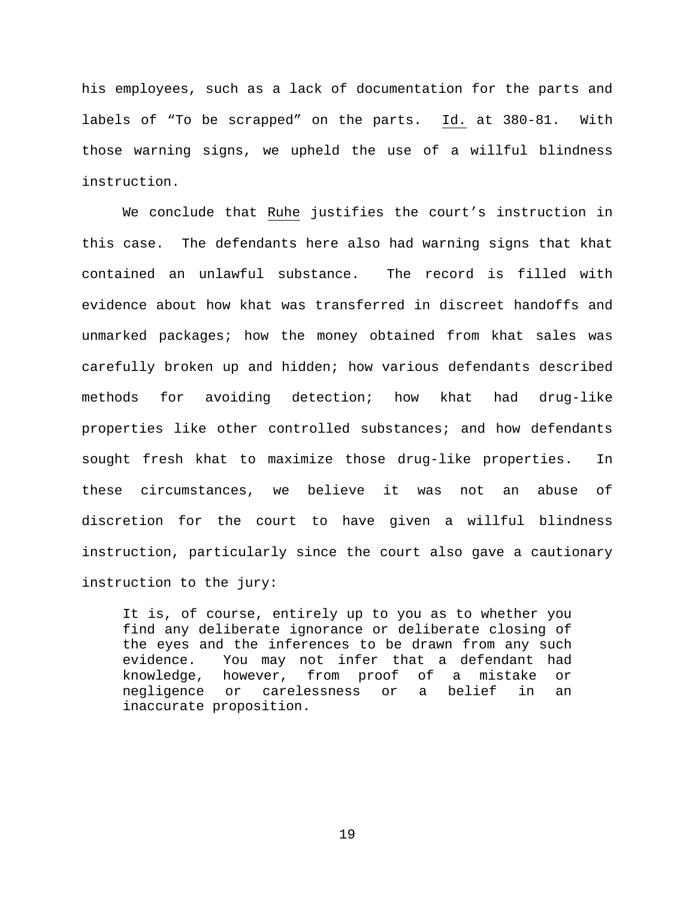his employees, such as a lack of documentation for the parts and labels of "To be scrapped" on the parts. _Id._ at 380-81. With those warning signs, we upheld the use of a willful blindness instruction.

We conclude that _Ruhe_ justifies the court's instruction in this case. The defendants here also had warning signs that khat contained an unlawful substance. The record is filled with evidence about how khat was transferred in discreet handoffs and unmarked packages; how the money obtained from khat sales was carefully broken up and hidden; how various defendants described methods for avoiding detection; how khat had drug-like properties like other controlled substances; and how defendants sought fresh khat to maximize those drug-like properties. In these circumstances, we believe it was not an abuse of discretion for the court to have given a willful blindness instruction, particularly since the court also gave a cautionary instruction to the jury:

> It is, of course, entirely up to you as to whether you find any deliberate ignorance or deliberate closing of the eyes and the inferences to be drawn from any such evidence. You may not infer that a defendant had knowledge, however, from proof of a mistake or negligence or carelessness or a belief in an inaccurate proposition.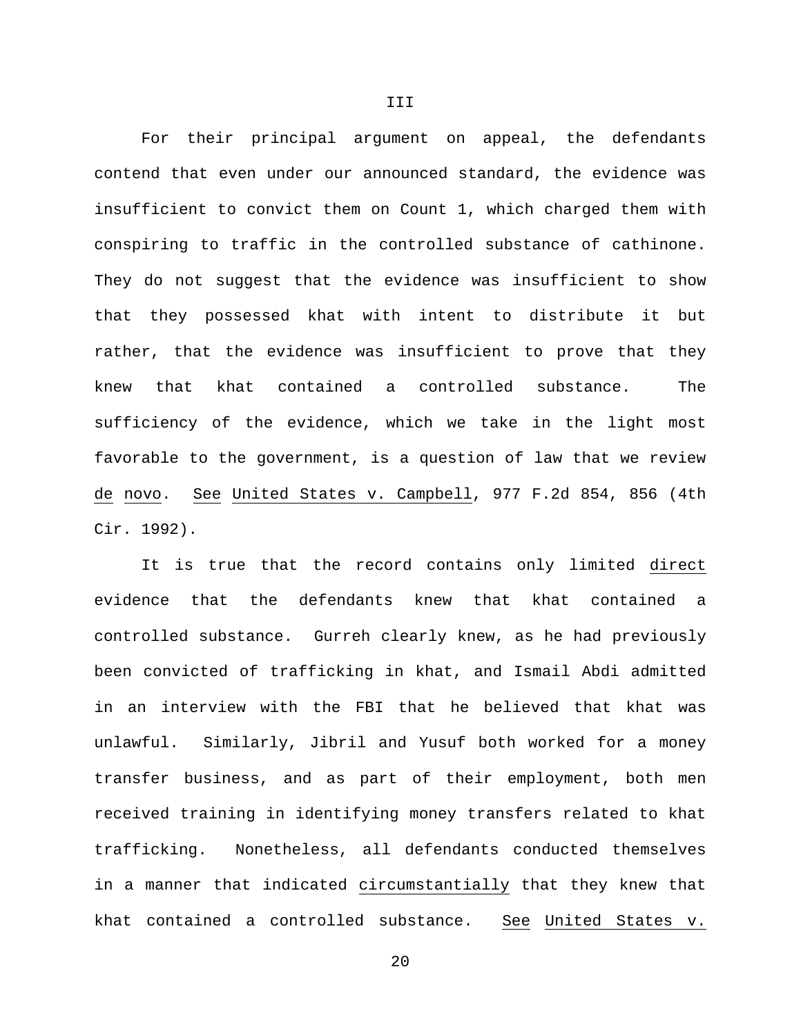### III

For their principal argument on appeal, the defendants contend that even under our announced standard, the evidence was insufficient to convict them on Count 1, which charged them with conspiring to traffic in the controlled substance of cathinone. They do not suggest that the evidence was insufficient to show that they possessed khat with intent to distribute it but rather, that the evidence was insufficient to prove that they knew that khat contained a controlled substance. The sufficiency of the evidence, which we take in the light most favorable to the government, is a question of law that we review _de novo_. _See_ _United States v. Campbell_, 977 F.2d 854, 856 (4th Cir. 1992).

It is true that the record contains only limited _direct_ evidence that the defendants knew that khat contained a controlled substance. Gurreh clearly knew, as he had previously been convicted of trafficking in khat, and Ismail Abdi admitted in an interview with the FBI that he believed that khat was unlawful. Similarly, Jibril and Yusuf both worked for a money transfer business, and as part of their employment, both men received training in identifying money transfers related to khat trafficking. Nonetheless, all defendants conducted themselves in a manner that indicated _circumstantially_ that they knew that khat contained a controlled substance. _See_ _United States v._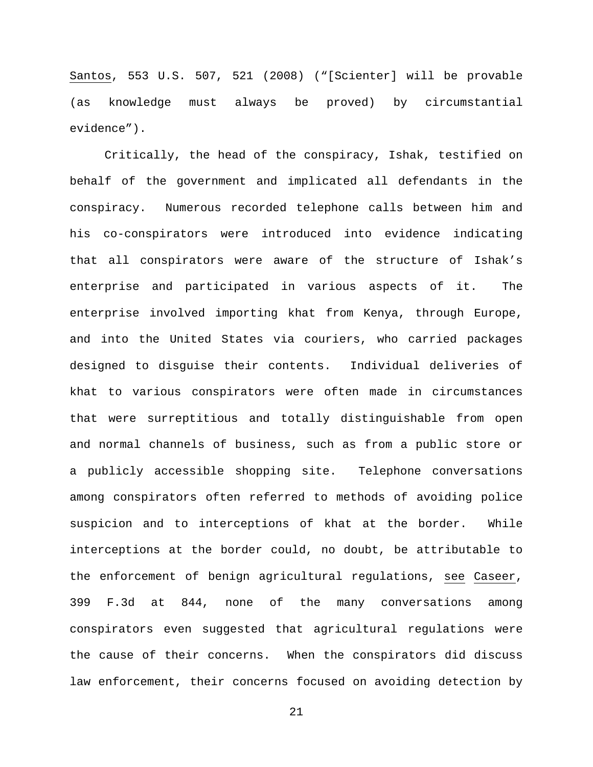Santos, 553 U.S. 507, 521 (2008) ("[Scienter] will be provable (as knowledge must always be proved) by circumstantial evidence").

Critically, the head of the conspiracy, Ishak, testified on behalf of the government and implicated all defendants in the conspiracy. Numerous recorded telephone calls between him and his co-conspirators were introduced into evidence indicating that all conspirators were aware of the structure of Ishak's enterprise and participated in various aspects of it. The enterprise involved importing khat from Kenya, through Europe, and into the United States via couriers, who carried packages designed to disguise their contents. Individual deliveries of khat to various conspirators were often made in circumstances that were surreptitious and totally distinguishable from open and normal channels of business, such as from a public store or a publicly accessible shopping site. Telephone conversations among conspirators often referred to methods of avoiding police suspicion and to interceptions of khat at the border. While interceptions at the border could, no doubt, be attributable to the enforcement of benign agricultural regulations, see Caseer, 399 F.3d at 844, none of the many conversations among conspirators even suggested that agricultural regulations were the cause of their concerns. When the conspirators did discuss law enforcement, their concerns focused on avoiding detection by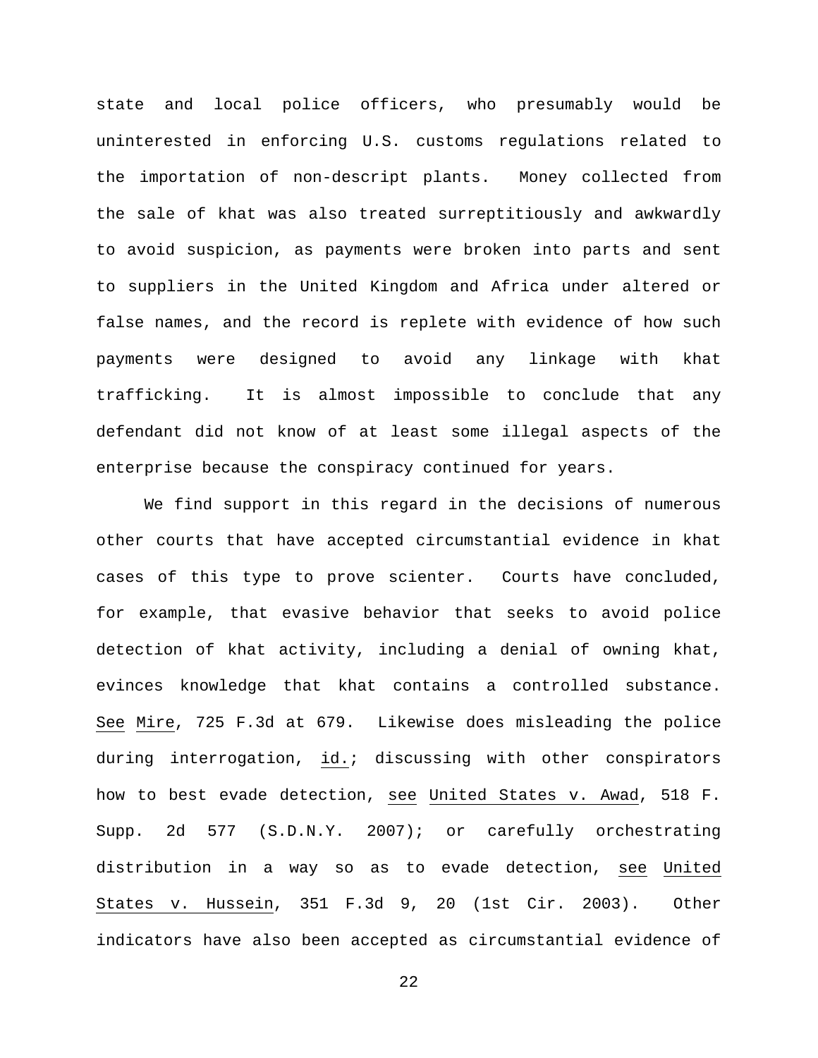state and local police officers, who presumably would be uninterested in enforcing U.S. customs regulations related to the importation of non-descript plants. Money collected from the sale of khat was also treated surreptitiously and awkwardly to avoid suspicion, as payments were broken into parts and sent to suppliers in the United Kingdom and Africa under altered or false names, and the record is replete with evidence of how such payments were designed to avoid any linkage with khat trafficking. It is almost impossible to conclude that any defendant did not know of at least some illegal aspects of the enterprise because the conspiracy continued for years.

We find support in this regard in the decisions of numerous other courts that have accepted circumstantial evidence in khat cases of this type to prove scienter. Courts have concluded, for example, that evasive behavior that seeks to avoid police detection of khat activity, including a denial of owning khat, evinces knowledge that khat contains a controlled substance. See Mire, 725 F.3d at 679. Likewise does misleading the police during interrogation, id.; discussing with other conspirators how to best evade detection, see United States v. Awad, 518 F. Supp. 2d 577 (S.D.N.Y. 2007); or carefully orchestrating distribution in a way so as to evade detection, see United States v. Hussein, 351 F.3d 9, 20 (1st Cir. 2003). Other indicators have also been accepted as circumstantial evidence of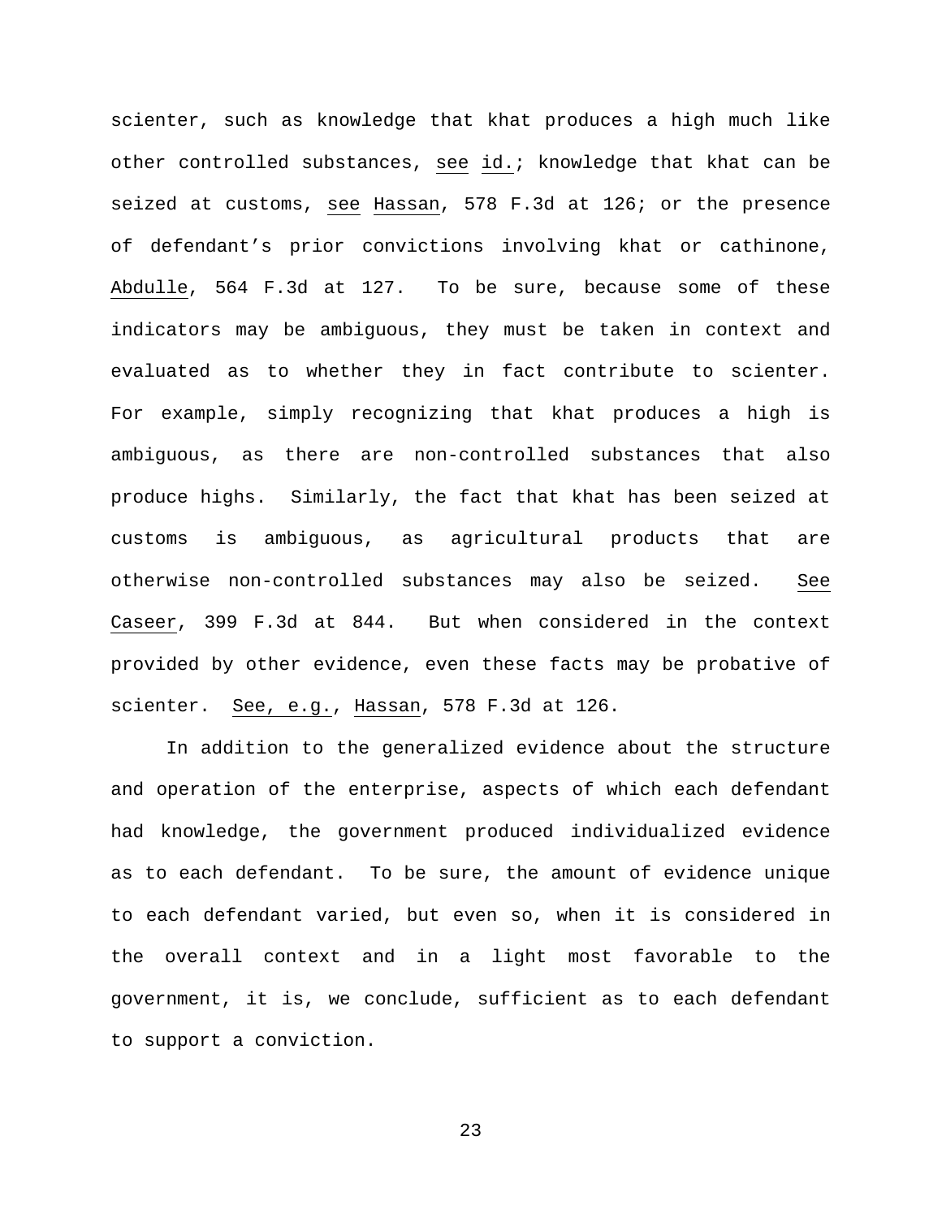scienter, such as knowledge that khat produces a high much like other controlled substances, see id.; knowledge that khat can be seized at customs, see Hassan, 578 F.3d at 126; or the presence of defendant's prior convictions involving khat or cathinone, Abdulle, 564 F.3d at 127. To be sure, because some of these indicators may be ambiguous, they must be taken in context and evaluated as to whether they in fact contribute to scienter. For example, simply recognizing that khat produces a high is ambiguous, as there are non-controlled substances that also produce highs. Similarly, the fact that khat has been seized at customs is ambiguous, as agricultural products that are otherwise non-controlled substances may also be seized. See Caseer, 399 F.3d at 844. But when considered in the context provided by other evidence, even these facts may be probative of scienter. See, e.g., Hassan, 578 F.3d at 126.

In addition to the generalized evidence about the structure and operation of the enterprise, aspects of which each defendant had knowledge, the government produced individualized evidence as to each defendant. To be sure, the amount of evidence unique to each defendant varied, but even so, when it is considered in the overall context and in a light most favorable to the government, it is, we conclude, sufficient as to each defendant to support a conviction.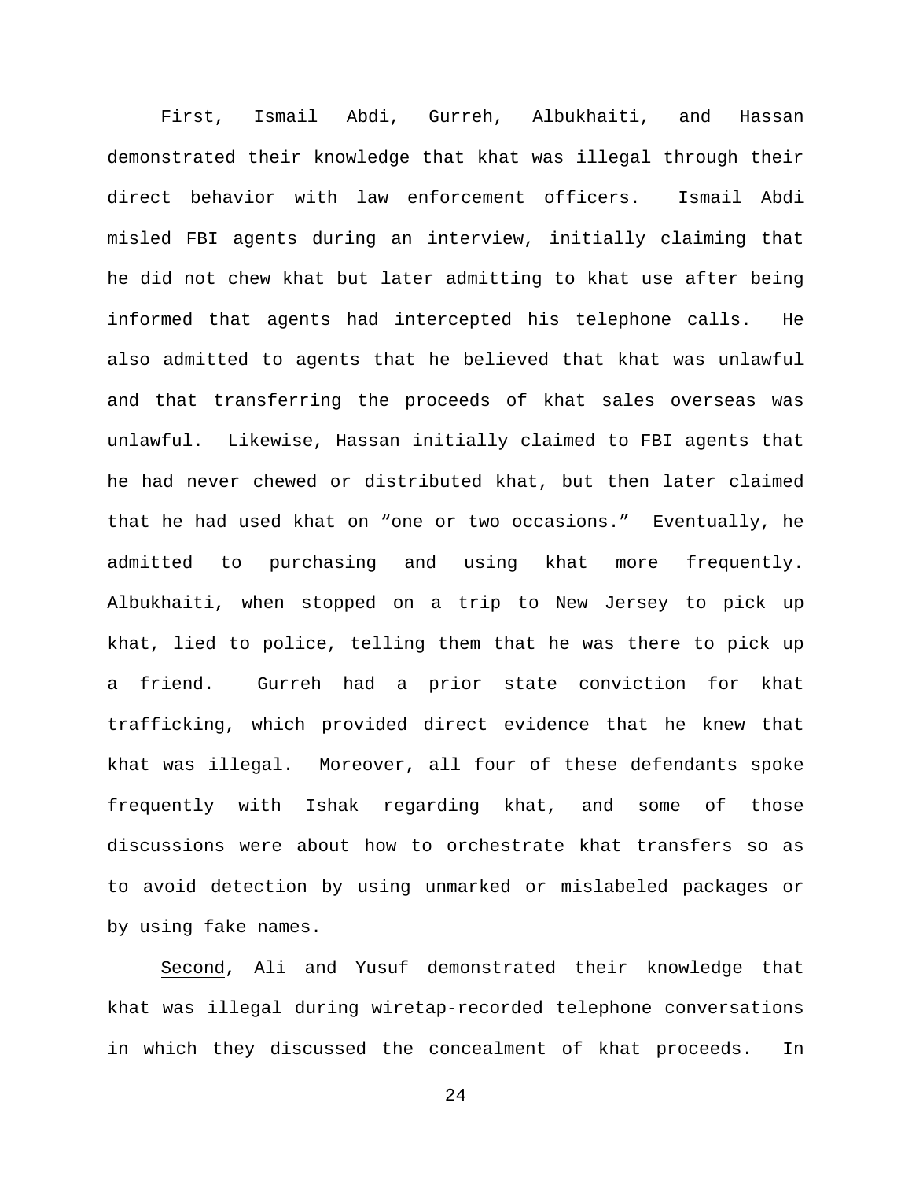First, Ismail Abdi, Gurreh, Albukhaiti, and Hassan demonstrated their knowledge that khat was illegal through their direct behavior with law enforcement officers. Ismail Abdi misled FBI agents during an interview, initially claiming that he did not chew khat but later admitting to khat use after being informed that agents had intercepted his telephone calls. He also admitted to agents that he believed that khat was unlawful and that transferring the proceeds of khat sales overseas was unlawful. Likewise, Hassan initially claimed to FBI agents that he had never chewed or distributed khat, but then later claimed that he had used khat on "one or two occasions." Eventually, he admitted to purchasing and using khat more frequently. Albukhaiti, when stopped on a trip to New Jersey to pick up khat, lied to police, telling them that he was there to pick up a friend. Gurreh had a prior state conviction for khat trafficking, which provided direct evidence that he knew that khat was illegal. Moreover, all four of these defendants spoke frequently with Ishak regarding khat, and some of those discussions were about how to orchestrate khat transfers so as to avoid detection by using unmarked or mislabeled packages or by using fake names.

Second, Ali and Yusuf demonstrated their knowledge that khat was illegal during wiretap-recorded telephone conversations in which they discussed the concealment of khat proceeds. In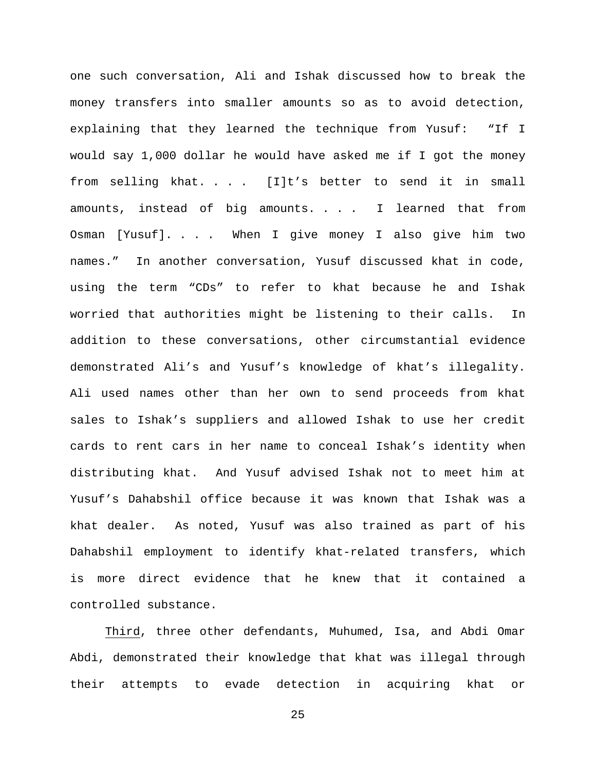one such conversation, Ali and Ishak discussed how to break the money transfers into smaller amounts so as to avoid detection, explaining that they learned the technique from Yusuf: "If I would say 1,000 dollar he would have asked me if I got the money from selling khat. . . . [I]t's better to send it in small amounts, instead of big amounts. . . . I learned that from Osman [Yusuf]. . . . When I give money I also give him two names." In another conversation, Yusuf discussed khat in code, using the term "CDs" to refer to khat because he and Ishak worried that authorities might be listening to their calls. In addition to these conversations, other circumstantial evidence demonstrated Ali's and Yusuf's knowledge of khat's illegality. Ali used names other than her own to send proceeds from khat sales to Ishak's suppliers and allowed Ishak to use her credit cards to rent cars in her name to conceal Ishak's identity when distributing khat. And Yusuf advised Ishak not to meet him at Yusuf's Dahabshil office because it was known that Ishak was a khat dealer. As noted, Yusuf was also trained as part of his Dahabshil employment to identify khat-related transfers, which is more direct evidence that he knew that it contained a controlled substance.

<u>Third</u>, three other defendants, Muhumed, Isa, and Abdi Omar Abdi, demonstrated their knowledge that khat was illegal through their attempts to evade detection in acquiring khat or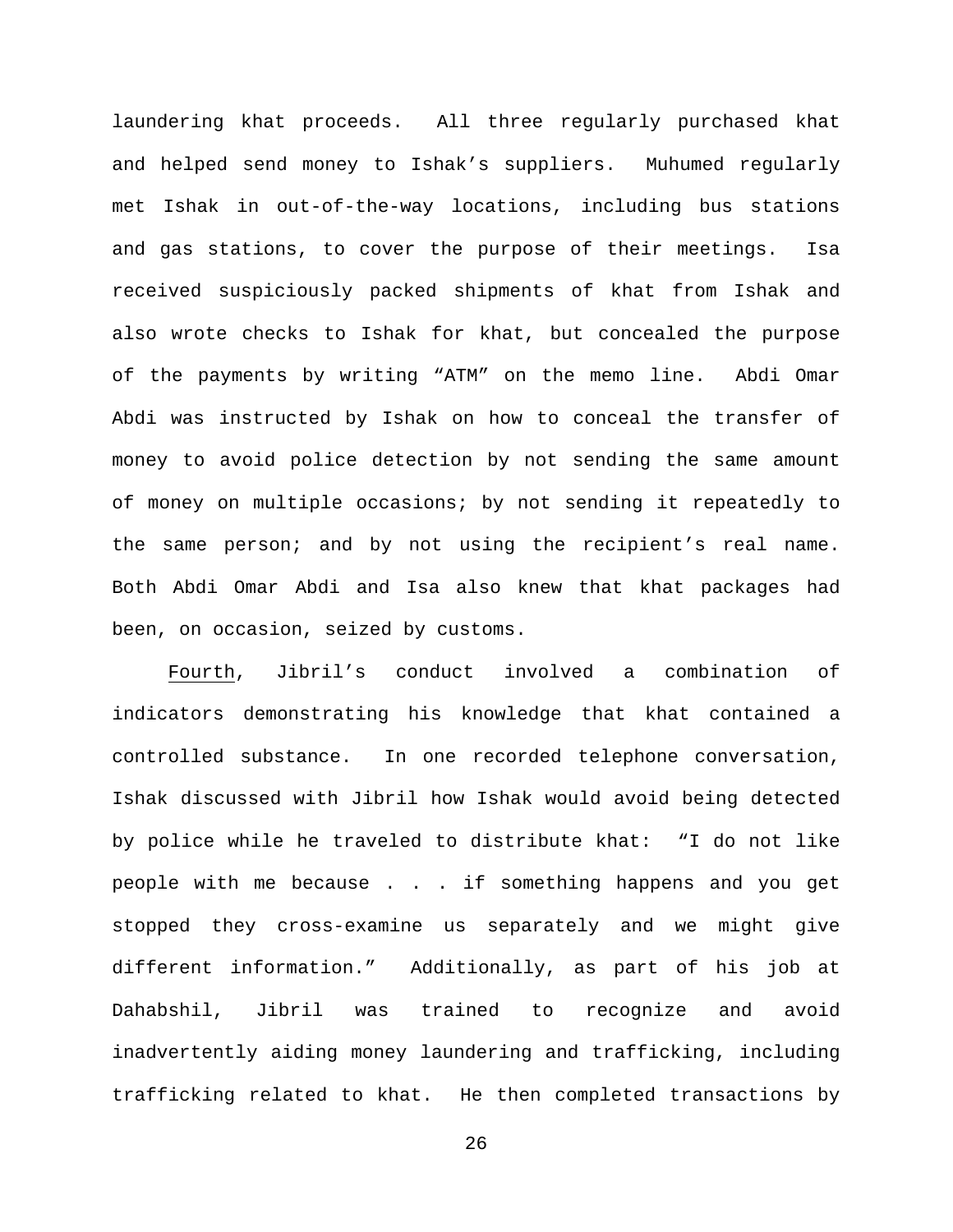laundering khat proceeds. All three regularly purchased khat and helped send money to Ishak's suppliers. Muhumed regularly met Ishak in out-of-the-way locations, including bus stations and gas stations, to cover the purpose of their meetings. Isa received suspiciously packed shipments of khat from Ishak and also wrote checks to Ishak for khat, but concealed the purpose of the payments by writing "ATM" on the memo line. Abdi Omar Abdi was instructed by Ishak on how to conceal the transfer of money to avoid police detection by not sending the same amount of money on multiple occasions; by not sending it repeatedly to the same person; and by not using the recipient's real name. Both Abdi Omar Abdi and Isa also knew that khat packages had been, on occasion, seized by customs.

<u>Fourth</u>, Jibril's conduct involved a combination of indicators demonstrating his knowledge that khat contained a controlled substance. In one recorded telephone conversation, Ishak discussed with Jibril how Ishak would avoid being detected by police while he traveled to distribute khat: "I do not like people with me because . . . if something happens and you get stopped they cross-examine us separately and we might give different information." Additionally, as part of his job at Dahabshil, Jibril was trained to recognize and avoid inadvertently aiding money laundering and trafficking, including trafficking related to khat. He then completed transactions by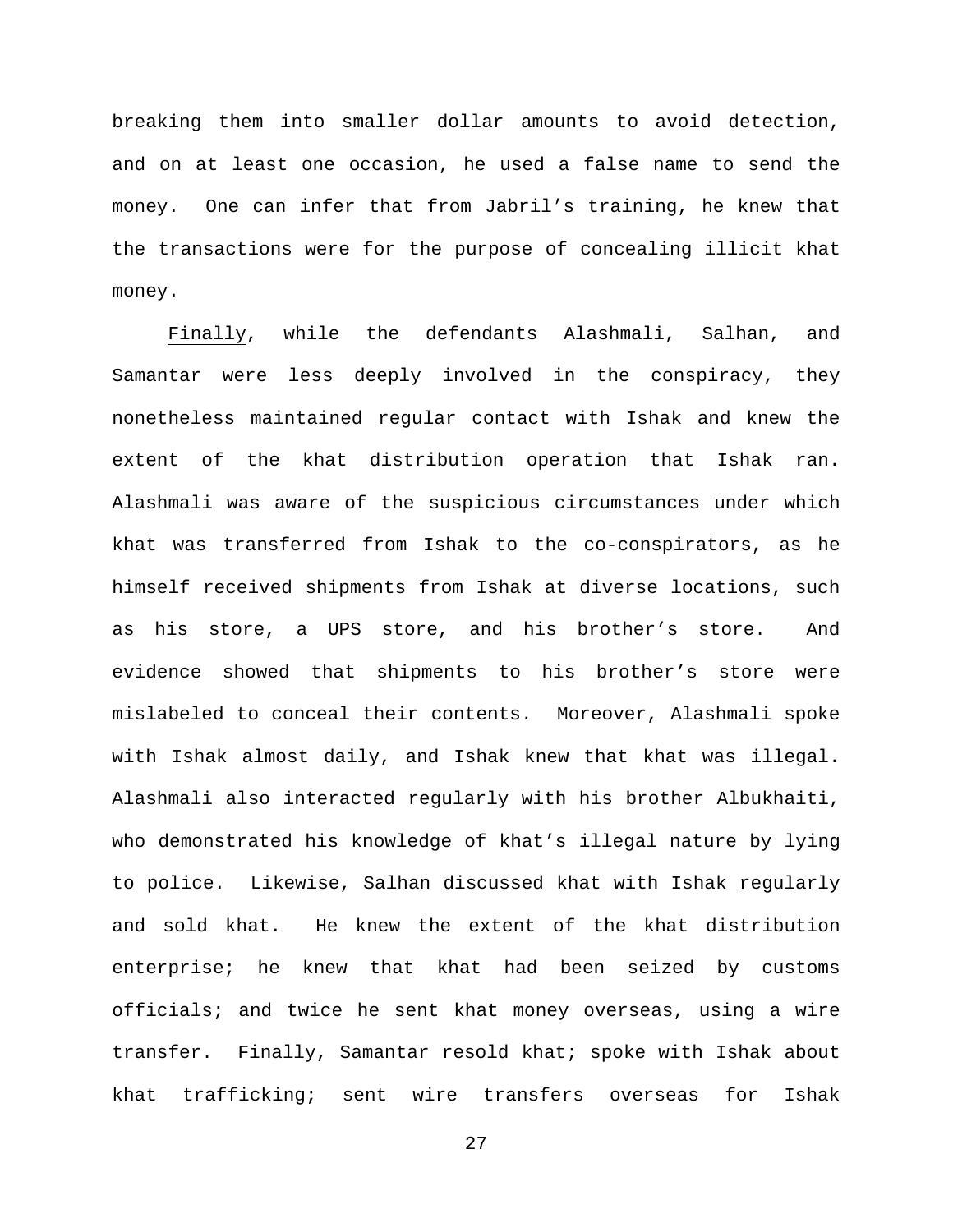breaking them into smaller dollar amounts to avoid detection, and on at least one occasion, he used a false name to send the money. One can infer that from Jabril's training, he knew that the transactions were for the purpose of concealing illicit khat money.

Finally, while the defendants Alashmali, Salhan, and Samantar were less deeply involved in the conspiracy, they nonetheless maintained regular contact with Ishak and knew the extent of the khat distribution operation that Ishak ran. Alashmali was aware of the suspicious circumstances under which khat was transferred from Ishak to the co-conspirators, as he himself received shipments from Ishak at diverse locations, such as his store, a UPS store, and his brother's store. And evidence showed that shipments to his brother's store were mislabeled to conceal their contents. Moreover, Alashmali spoke with Ishak almost daily, and Ishak knew that khat was illegal. Alashmali also interacted regularly with his brother Albukhaiti, who demonstrated his knowledge of khat's illegal nature by lying to police. Likewise, Salhan discussed khat with Ishak regularly and sold khat. He knew the extent of the khat distribution enterprise; he knew that khat had been seized by customs officials; and twice he sent khat money overseas, using a wire transfer. Finally, Samantar resold khat; spoke with Ishak about khat trafficking; sent wire transfers overseas for Ishak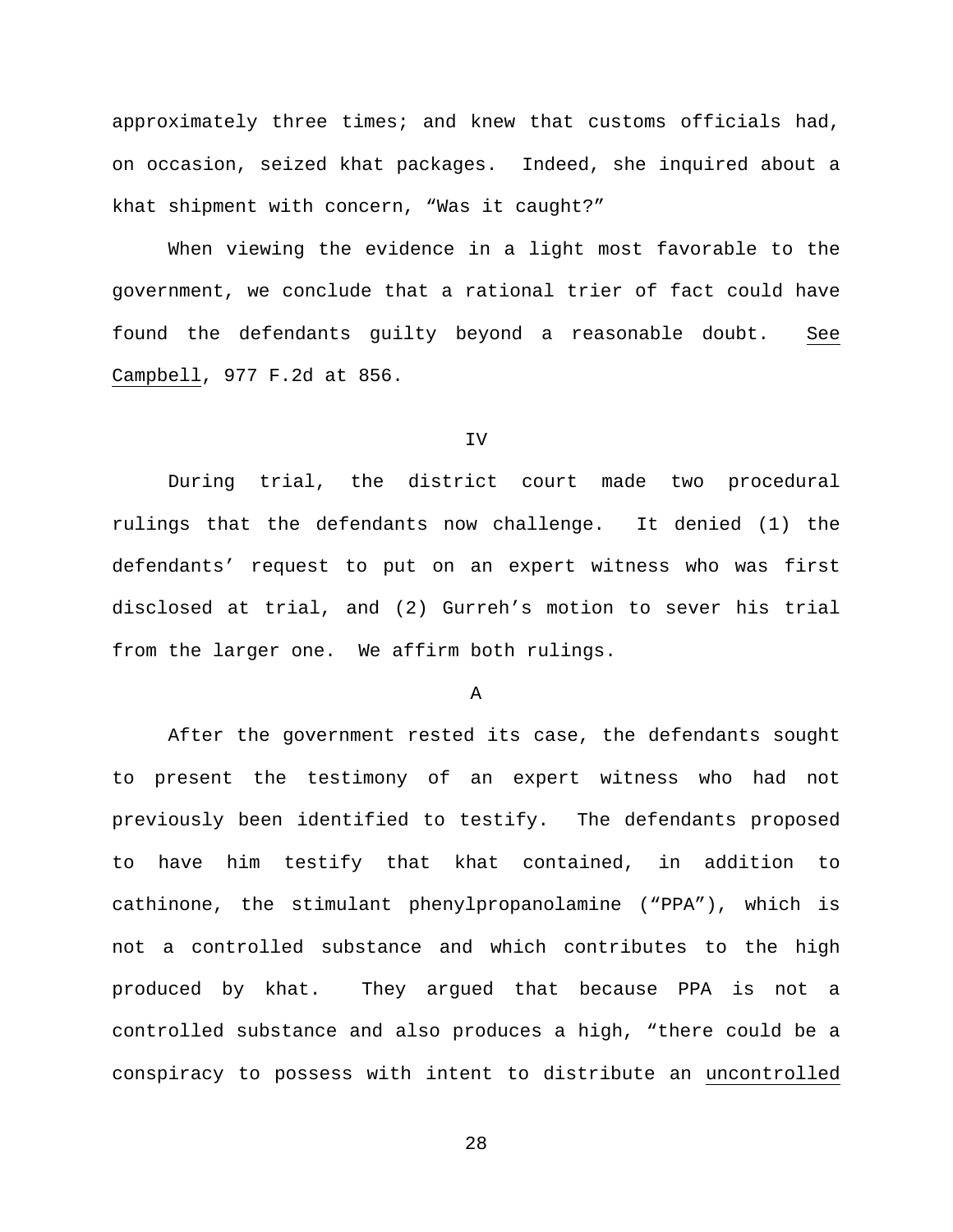approximately three times; and knew that customs officials had, on occasion, seized khat packages. Indeed, she inquired about a khat shipment with concern, "Was it caught?"

When viewing the evidence in a light most favorable to the government, we conclude that a rational trier of fact could have found the defendants guilty beyond a reasonable doubt. See Campbell, 977 F.2d at 856.

IV

During trial, the district court made two procedural rulings that the defendants now challenge. It denied (1) the defendants' request to put on an expert witness who was first disclosed at trial, and (2) Gurreh's motion to sever his trial from the larger one. We affirm both rulings.

A

After the government rested its case, the defendants sought to present the testimony of an expert witness who had not previously been identified to testify. The defendants proposed to have him testify that khat contained, in addition to cathinone, the stimulant phenylpropanolamine ("PPA"), which is not a controlled substance and which contributes to the high produced by khat. They argued that because PPA is not a controlled substance and also produces a high, "there could be a conspiracy to possess with intent to distribute an uncontrolled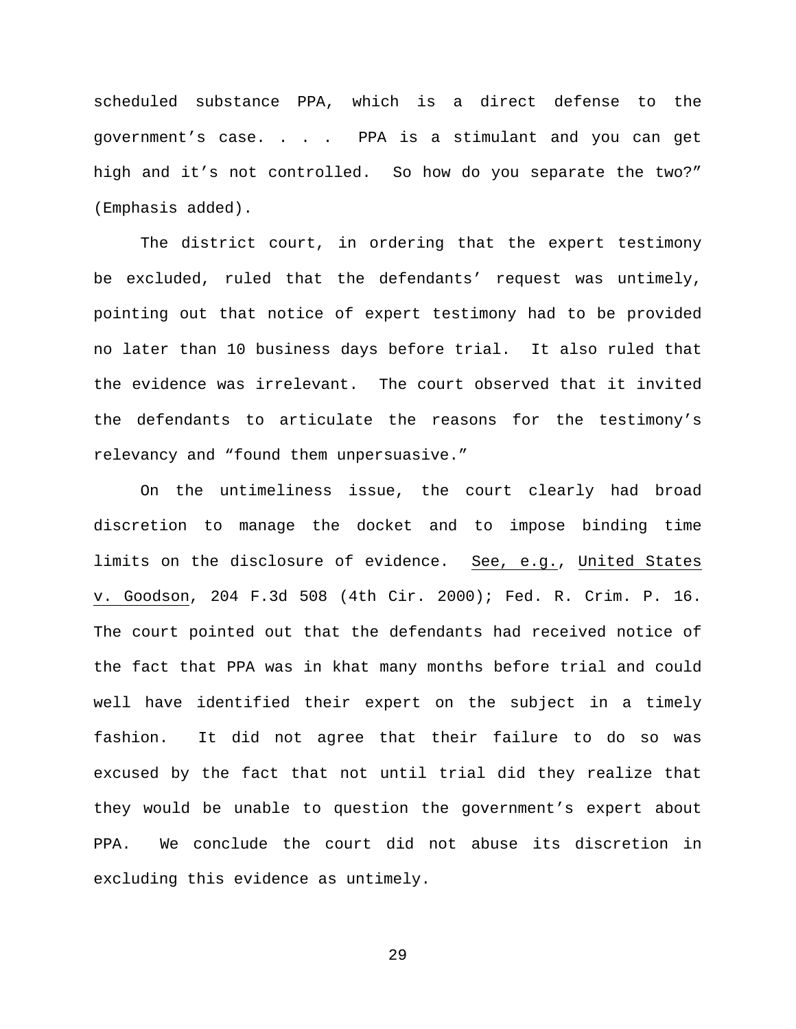scheduled substance PPA, which is a direct defense to the government's case. . . . PPA is a stimulant and you can get high and it's not controlled. So how do you separate the two?" (Emphasis added).

The district court, in ordering that the expert testimony be excluded, ruled that the defendants' request was untimely, pointing out that notice of expert testimony had to be provided no later than 10 business days before trial. It also ruled that the evidence was irrelevant. The court observed that it invited the defendants to articulate the reasons for the testimony's relevancy and "found them unpersuasive."

On the untimeliness issue, the court clearly had broad discretion to manage the docket and to impose binding time limits on the disclosure of evidence. See, e.g., United States v. Goodson, 204 F.3d 508 (4th Cir. 2000); Fed. R. Crim. P. 16. The court pointed out that the defendants had received notice of the fact that PPA was in khat many months before trial and could well have identified their expert on the subject in a timely fashion. It did not agree that their failure to do so was excused by the fact that not until trial did they realize that they would be unable to question the government's expert about PPA. We conclude the court did not abuse its discretion in excluding this evidence as untimely.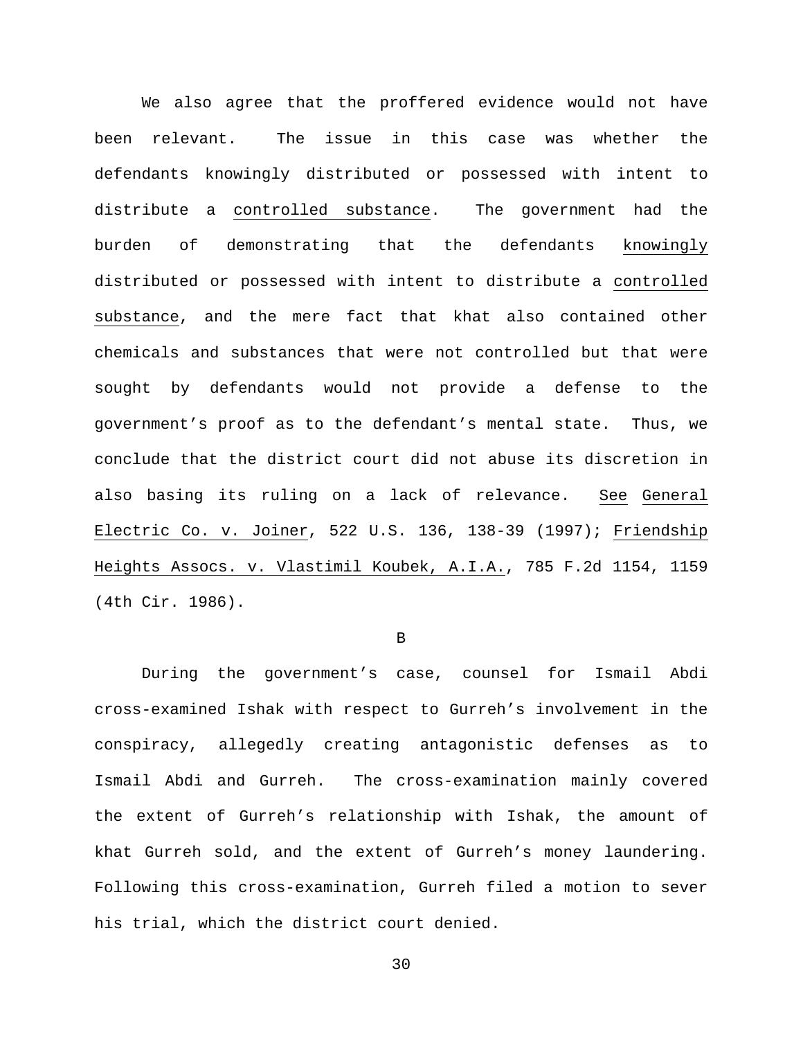We also agree that the proffered evidence would not have been relevant. The issue in this case was whether the defendants knowingly distributed or possessed with intent to distribute a controlled substance. The government had the burden of demonstrating that the defendants knowingly distributed or possessed with intent to distribute a controlled substance, and the mere fact that khat also contained other chemicals and substances that were not controlled but that were sought by defendants would not provide a defense to the government's proof as to the defendant's mental state. Thus, we conclude that the district court did not abuse its discretion in also basing its ruling on a lack of relevance. *See* *General Electric Co. v. Joiner*, 522 U.S. 136, 138-39 (1997); *Friendship Heights Assocs. v. Vlastimil Koubek, A.I.A.*, 785 F.2d 1154, 1159 (4th Cir. 1986).

## B

During the government's case, counsel for Ismail Abdi cross-examined Ishak with respect to Gurreh's involvement in the conspiracy, allegedly creating antagonistic defenses as to Ismail Abdi and Gurreh. The cross-examination mainly covered the extent of Gurreh's relationship with Ishak, the amount of khat Gurreh sold, and the extent of Gurreh's money laundering. Following this cross-examination, Gurreh filed a motion to sever his trial, which the district court denied.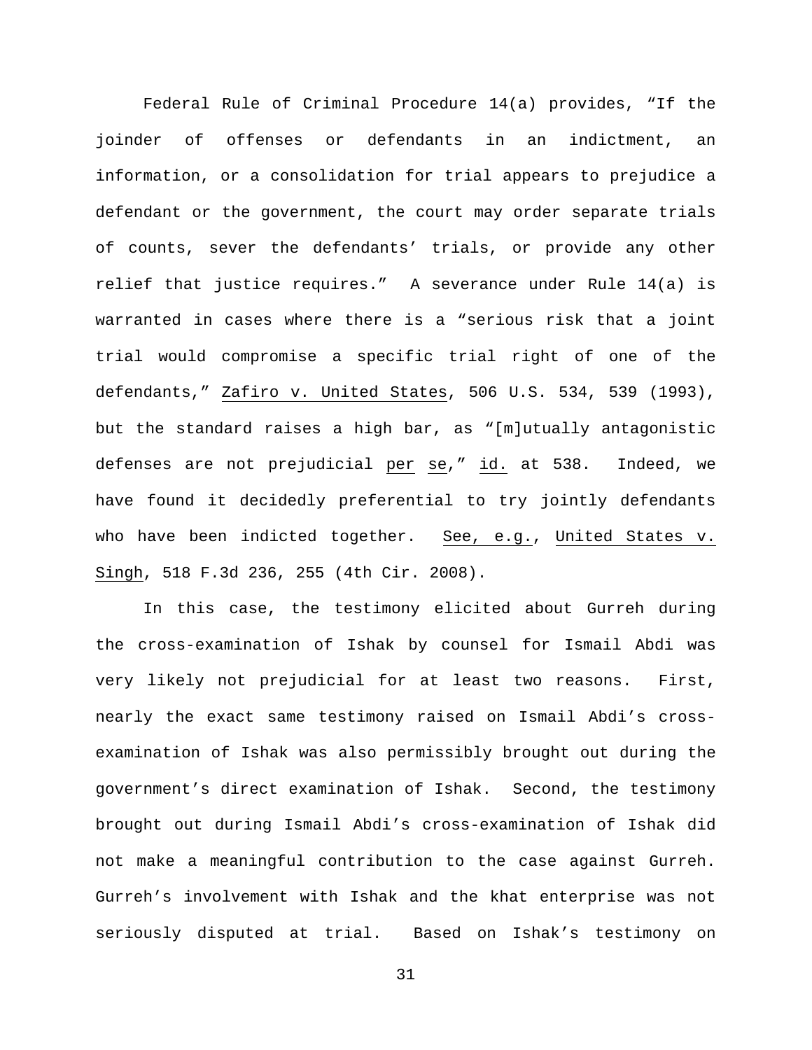Federal Rule of Criminal Procedure 14(a) provides, "If the joinder of offenses or defendants in an indictment, an information, or a consolidation for trial appears to prejudice a defendant or the government, the court may order separate trials of counts, sever the defendants' trials, or provide any other relief that justice requires." A severance under Rule 14(a) is warranted in cases where there is a "serious risk that a joint trial would compromise a specific trial right of one of the defendants," Zafiro v. United States, 506 U.S. 534, 539 (1993), but the standard raises a high bar, as "[m]utually antagonistic defenses are not prejudicial per se," id. at 538. Indeed, we have found it decidedly preferential to try jointly defendants who have been indicted together. See, e.g., United States v. Singh, 518 F.3d 236, 255 (4th Cir. 2008).

In this case, the testimony elicited about Gurreh during the cross-examination of Ishak by counsel for Ismail Abdi was very likely not prejudicial for at least two reasons. First, nearly the exact same testimony raised on Ismail Abdi's cross-examination of Ishak was also permissibly brought out during the government's direct examination of Ishak. Second, the testimony brought out during Ismail Abdi's cross-examination of Ishak did not make a meaningful contribution to the case against Gurreh. Gurreh's involvement with Ishak and the khat enterprise was not seriously disputed at trial. Based on Ishak's testimony on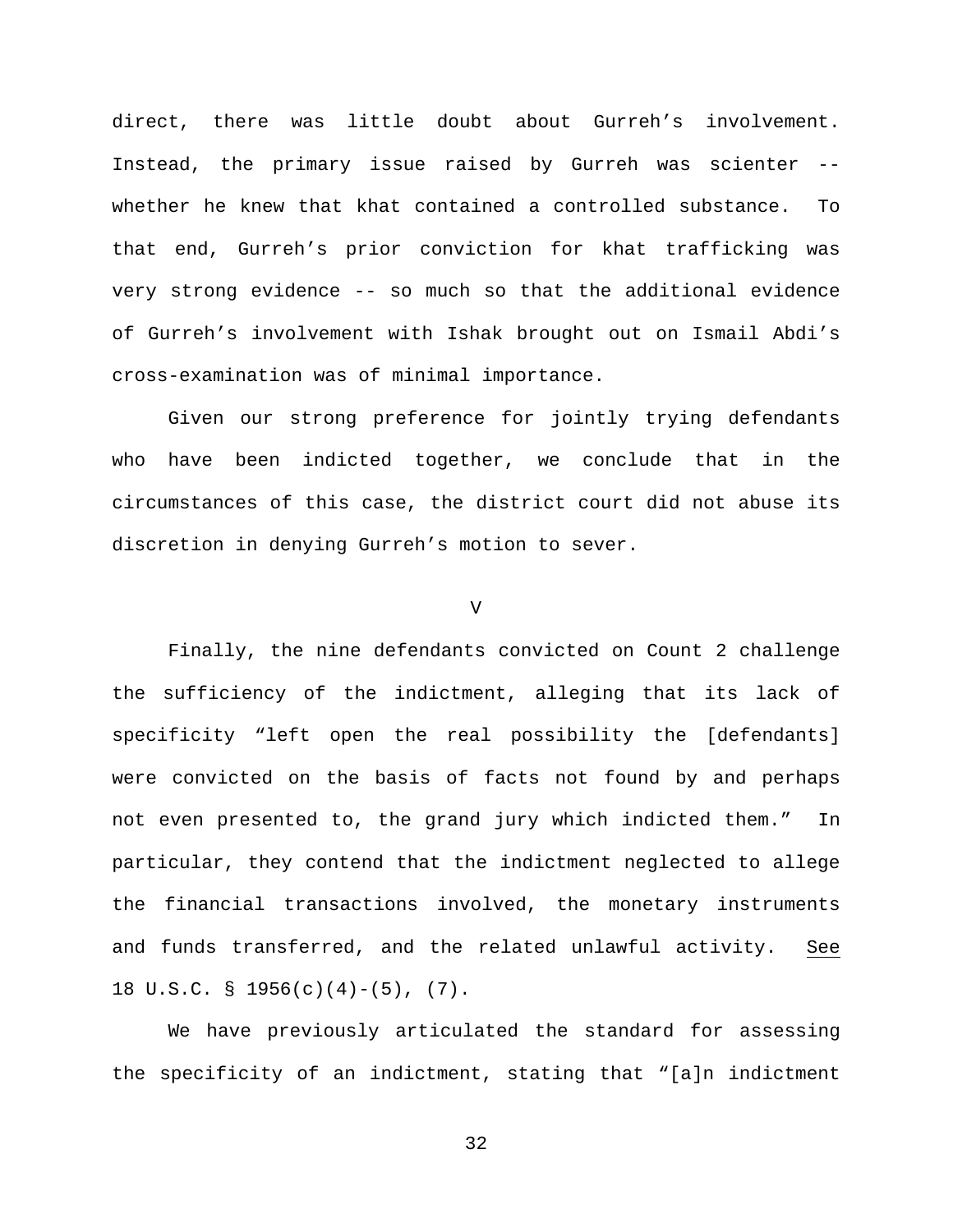direct, there was little doubt about Gurreh's involvement. Instead, the primary issue raised by Gurreh was scienter -- whether he knew that khat contained a controlled substance. To that end, Gurreh's prior conviction for khat trafficking was very strong evidence -- so much so that the additional evidence of Gurreh's involvement with Ishak brought out on Ismail Abdi's cross-examination was of minimal importance.

Given our strong preference for jointly trying defendants who have been indicted together, we conclude that in the circumstances of this case, the district court did not abuse its discretion in denying Gurreh's motion to sever.

## V

Finally, the nine defendants convicted on Count 2 challenge the sufficiency of the indictment, alleging that its lack of specificity "left open the real possibility the [defendants] were convicted on the basis of facts not found by and perhaps not even presented to, the grand jury which indicted them." In particular, they contend that the indictment neglected to allege the financial transactions involved, the monetary instruments and funds transferred, and the related unlawful activity. See 18 U.S.C. § 1956(c)(4)-(5), (7).

We have previously articulated the standard for assessing the specificity of an indictment, stating that "[a]n indictment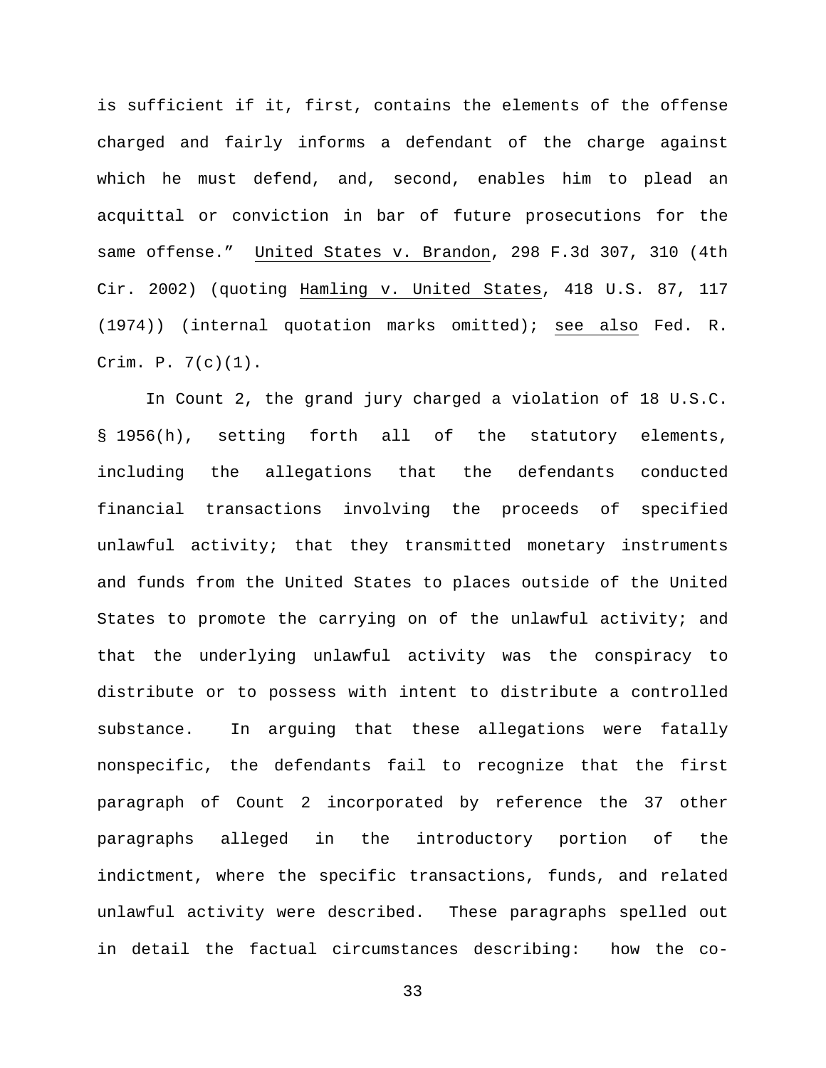is sufficient if it, first, contains the elements of the offense charged and fairly informs a defendant of the charge against which he must defend, and, second, enables him to plead an acquittal or conviction in bar of future prosecutions for the same offense." United States v. Brandon, 298 F.3d 307, 310 (4th Cir. 2002) (quoting Hamling v. United States, 418 U.S. 87, 117 (1974)) (internal quotation marks omitted); see also Fed. R. Crim. P. 7(c)(1).

In Count 2, the grand jury charged a violation of 18 U.S.C. § 1956(h), setting forth all of the statutory elements, including the allegations that the defendants conducted financial transactions involving the proceeds of specified unlawful activity; that they transmitted monetary instruments and funds from the United States to places outside of the United States to promote the carrying on of the unlawful activity; and that the underlying unlawful activity was the conspiracy to distribute or to possess with intent to distribute a controlled substance. In arguing that these allegations were fatally nonspecific, the defendants fail to recognize that the first paragraph of Count 2 incorporated by reference the 37 other paragraphs alleged in the introductory portion of the indictment, where the specific transactions, funds, and related unlawful activity were described. These paragraphs spelled out in detail the factual circumstances describing: how the co-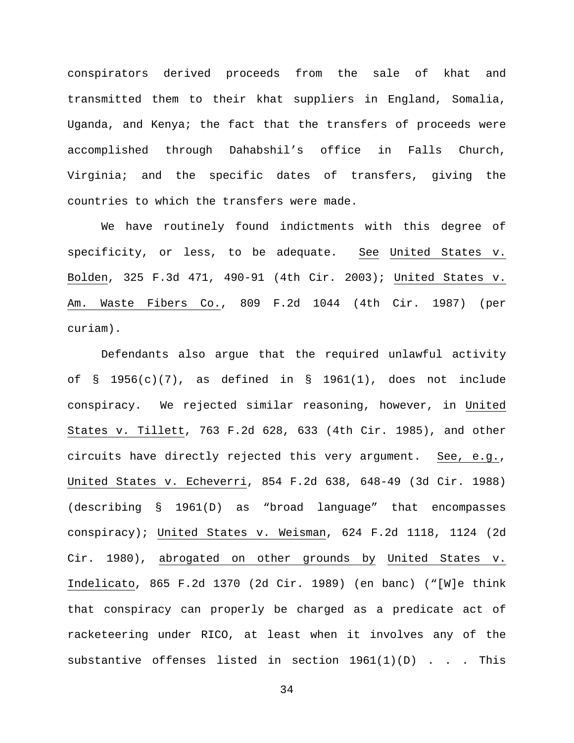conspirators derived proceeds from the sale of khat and transmitted them to their khat suppliers in England, Somalia, Uganda, and Kenya; the fact that the transfers of proceeds were accomplished through Dahabshil's office in Falls Church, Virginia; and the specific dates of transfers, giving the countries to which the transfers were made.

We have routinely found indictments with this degree of specificity, or less, to be adequate. See United States v. Bolden, 325 F.3d 471, 490-91 (4th Cir. 2003); United States v. Am. Waste Fibers Co., 809 F.2d 1044 (4th Cir. 1987) (per curiam).

Defendants also argue that the required unlawful activity of § 1956(c)(7), as defined in § 1961(1), does not include conspiracy. We rejected similar reasoning, however, in United States v. Tillett, 763 F.2d 628, 633 (4th Cir. 1985), and other circuits have directly rejected this very argument. See, e.g., United States v. Echeverri, 854 F.2d 638, 648-49 (3d Cir. 1988) (describing § 1961(D) as "broad language" that encompasses conspiracy); United States v. Weisman, 624 F.2d 1118, 1124 (2d Cir. 1980), abrogated on other grounds by United States v. Indelicato, 865 F.2d 1370 (2d Cir. 1989) (en banc) ("[W]e think that conspiracy can properly be charged as a predicate act of racketeering under RICO, at least when it involves any of the substantive offenses listed in section 1961(1)(D) . . . This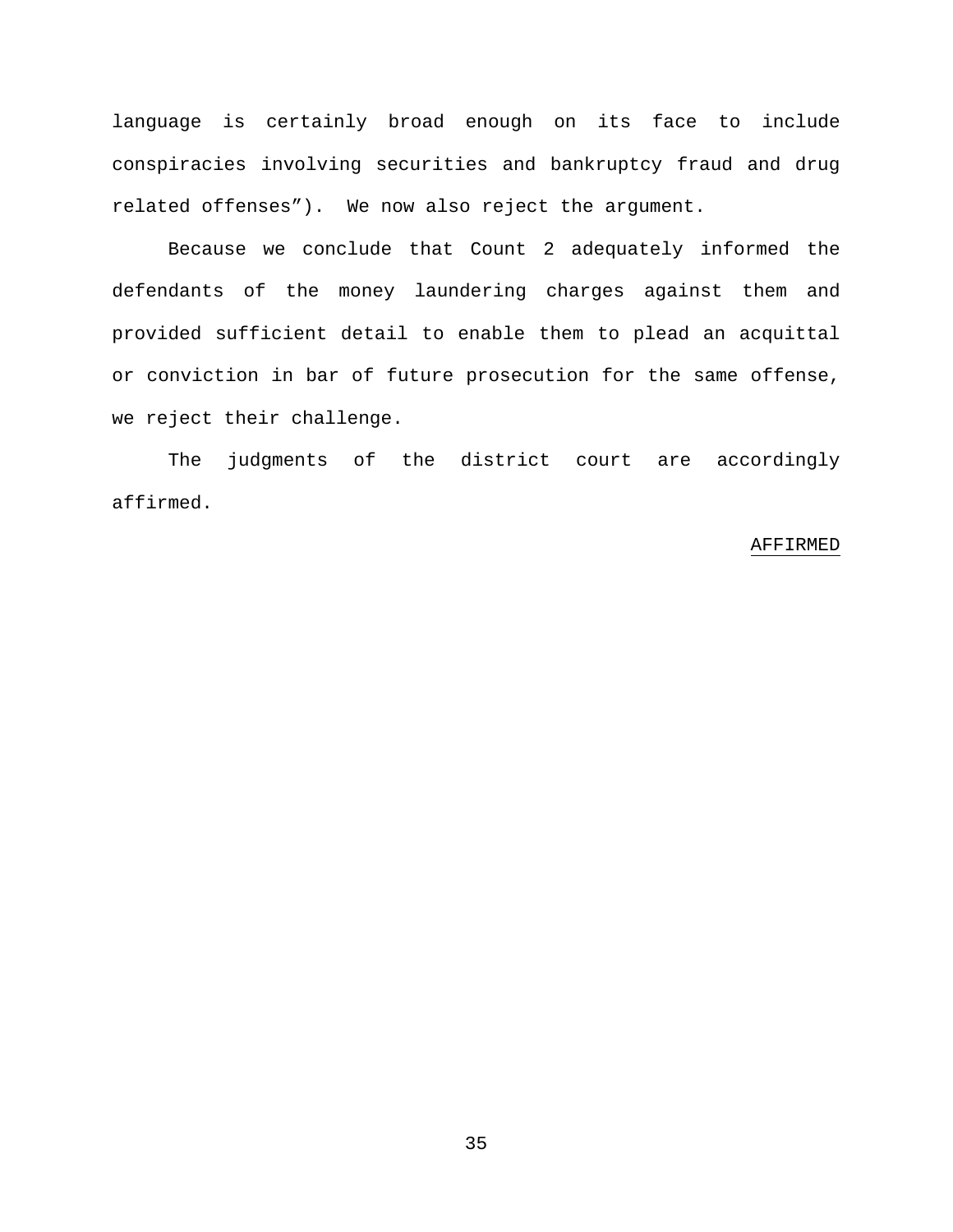language is certainly broad enough on its face to include conspiracies involving securities and bankruptcy fraud and drug related offenses”). We now also reject the argument.

Because we conclude that Count 2 adequately informed the defendants of the money laundering charges against them and provided sufficient detail to enable them to plead an acquittal or conviction in bar of future prosecution for the same offense, we reject their challenge.

The judgments of the district court are accordingly affirmed.

AFFIRMED